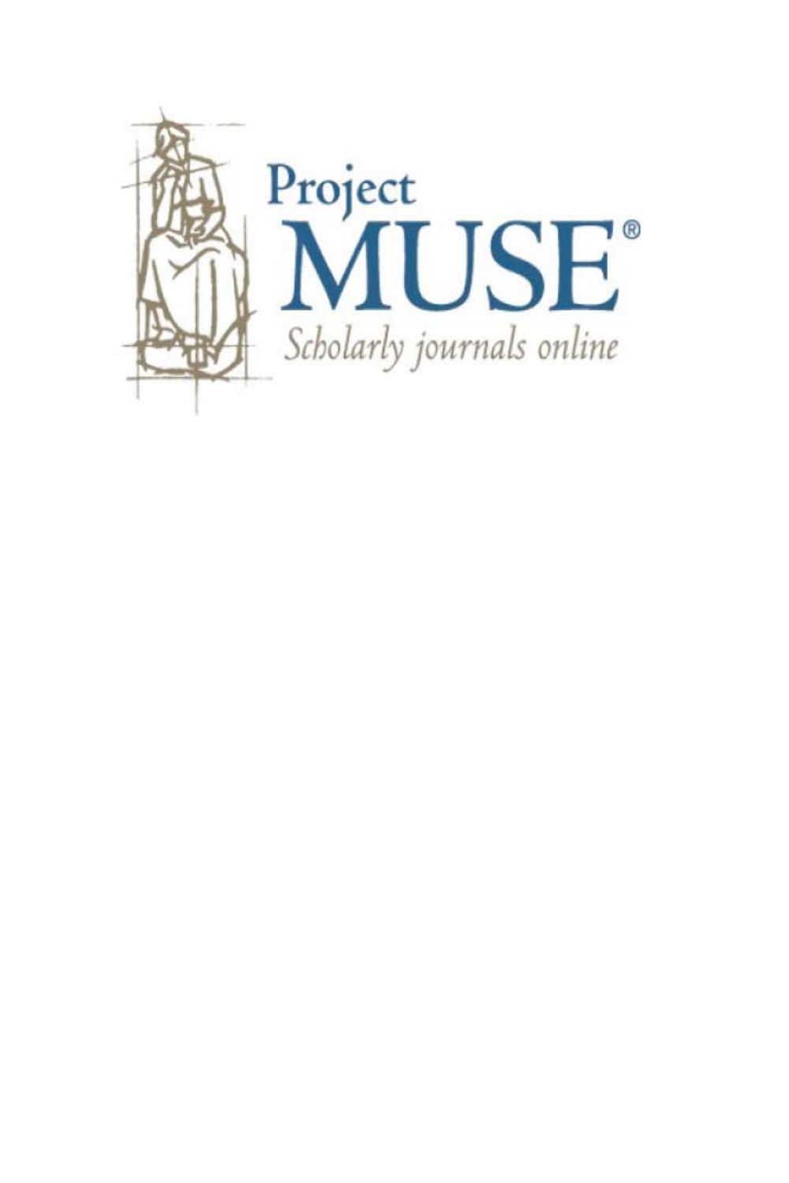Project
MUSE®
*Scholarly journals online*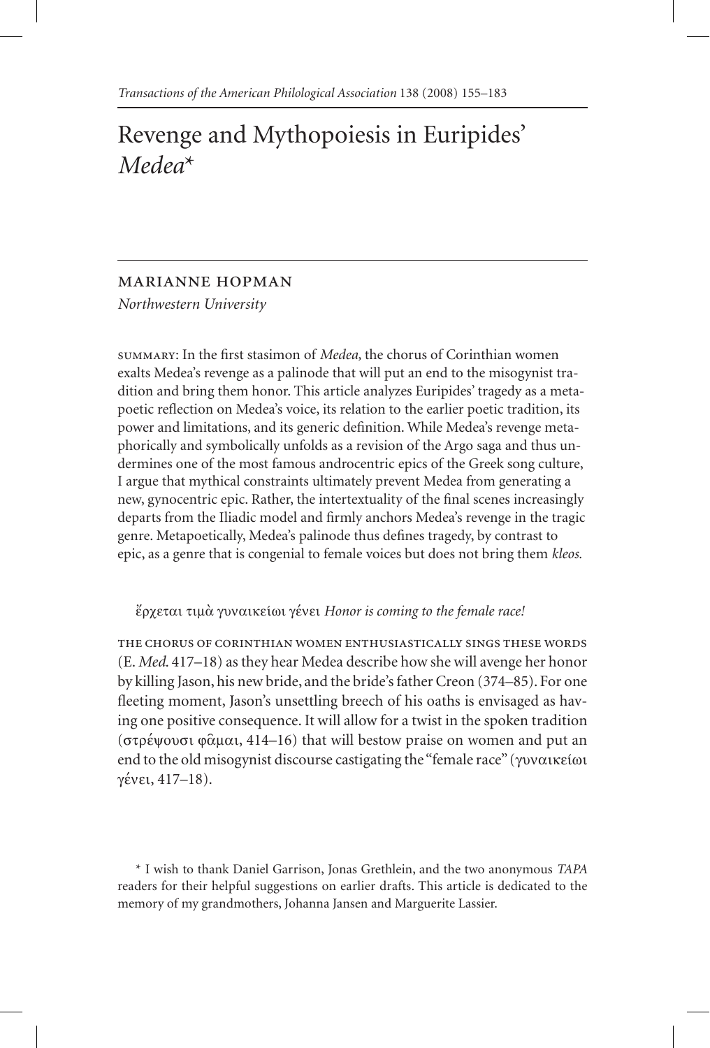# Revenge and Mythopoiesis in Euripides' *Medea**

## Marianne Hopman

*Northwestern University*

SUMMARY: In the first stasimon of *Medea,* the chorus of Corinthian women exalts Medea's revenge as a palinode that will put an end to the misogynist tradition and bring them honor. This article analyzes Euripides' tragedy as a metapoetic reflection on Medea's voice, its relation to the earlier poetic tradition, its power and limitations, and its generic definition. While Medea's revenge metaphorically and symbolically unfolds as a revision of the Argo saga and thus undermines one of the most famous androcentric epics of the Greek song culture, I argue that mythical constraints ultimately prevent Medea from generating a new, gynocentric epic. Rather, the intertextuality of the final scenes increasingly departs from the Iliadic model and firmly anchors Medea's revenge in the tragic genre. Metapoetically, Medea's palinode thus defines tragedy, by contrast to epic, as a genre that is congenial to female voices but does not bring them *kleos.*

ἔρχεται τιμὰ γυναικείωι γένει *Honor is coming to the female race!*

THE CHORUS OF CORINTHIAN WOMEN ENTHUSIASTICALLY SINGS THESE WORDS (E. *Med.* 417–18) as they hear Medea describe how she will avenge her honor by killing Jason, his new bride, and the bride's father Creon (374–85). For one fleeting moment, Jason's unsettling breech of his oaths is envisaged as having one positive consequence. It will allow for a twist in the spoken tradition (στρέψουσι φᾶμαι, 414–16) that will bestow praise on women and put an end to the old misogynist discourse castigating the "female race" (γυναικείωι γένει, 417–18).

* I wish to thank Daniel Garrison, Jonas Grethlein, and the two anonymous *TAPA* readers for their helpful suggestions on earlier drafts. This article is dedicated to the memory of my grandmothers, Johanna Jansen and Marguerite Lassier.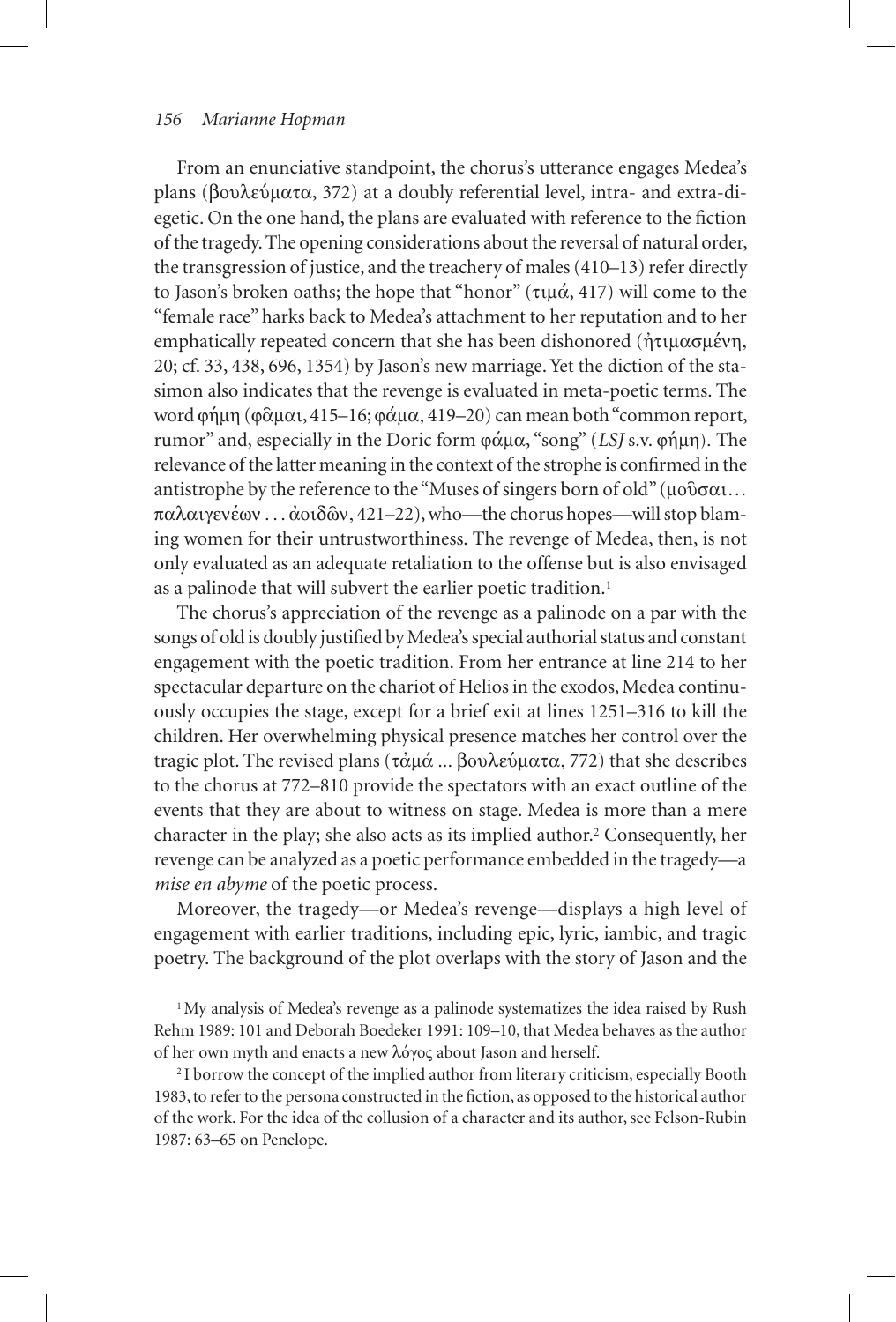From an enunciative standpoint, the chorus's utterance engages Medea's plans (βουλεύματα, 372) at a doubly referential level, intra- and extra-diegetic. On the one hand, the plans are evaluated with reference to the fiction of the tragedy. The opening considerations about the reversal of natural order, the transgression of justice, and the treachery of males (410–13) refer directly to Jason's broken oaths; the hope that "honor" (τιμά, 417) will come to the "female race" harks back to Medea's attachment to her reputation and to her emphatically repeated concern that she has been dishonored (ἠτιμασμένη, 20; cf. 33, 438, 696, 1354) by Jason's new marriage. Yet the diction of the stasimon also indicates that the revenge is evaluated in meta-poetic terms. The word φήμη (φᾶμαι, 415–16; φάμα, 419–20) can mean both "common report, rumor" and, especially in the Doric form φάμα, "song" (*LSJ* s.v. φήμη). The relevance of the latter meaning in the context of the strophe is confirmed in the antistrophe by the reference to the "Muses of singers born of old" (μοῦσαι… παλαιγενέων . . . ἀοιδῶν, 421–22), who—the chorus hopes—will stop blaming women for their untrustworthiness. The revenge of Medea, then, is not only evaluated as an adequate retaliation to the offense but is also envisaged as a palinode that will subvert the earlier poetic tradition.[1]

The chorus's appreciation of the revenge as a palinode on a par with the songs of old is doubly justified by Medea's special authorial status and constant engagement with the poetic tradition. From her entrance at line 214 to her spectacular departure on the chariot of Helios in the exodos, Medea continuously occupies the stage, except for a brief exit at lines 1251–316 to kill the children. Her overwhelming physical presence matches her control over the tragic plot. The revised plans (τἀμά ... βουλεύματα, 772) that she describes to the chorus at 772–810 provide the spectators with an exact outline of the events that they are about to witness on stage. Medea is more than a mere character in the play; she also acts as its implied author.[2] Consequently, her revenge can be analyzed as a poetic performance embedded in the tragedy—a *mise en abyme* of the poetic process.

Moreover, the tragedy—or Medea's revenge—displays a high level of engagement with earlier traditions, including epic, lyric, iambic, and tragic poetry. The background of the plot overlaps with the story of Jason and the

[1] My analysis of Medea's revenge as a palinode systematizes the idea raised by Rush Rehm 1989: 101 and Deborah Boedeker 1991: 109–10, that Medea behaves as the author of her own myth and enacts a new λόγος about Jason and herself.

[2] I borrow the concept of the implied author from literary criticism, especially Booth 1983, to refer to the persona constructed in the fiction, as opposed to the historical author of the work. For the idea of the collusion of a character and its author, see Felson-Rubin 1987: 63–65 on Penelope.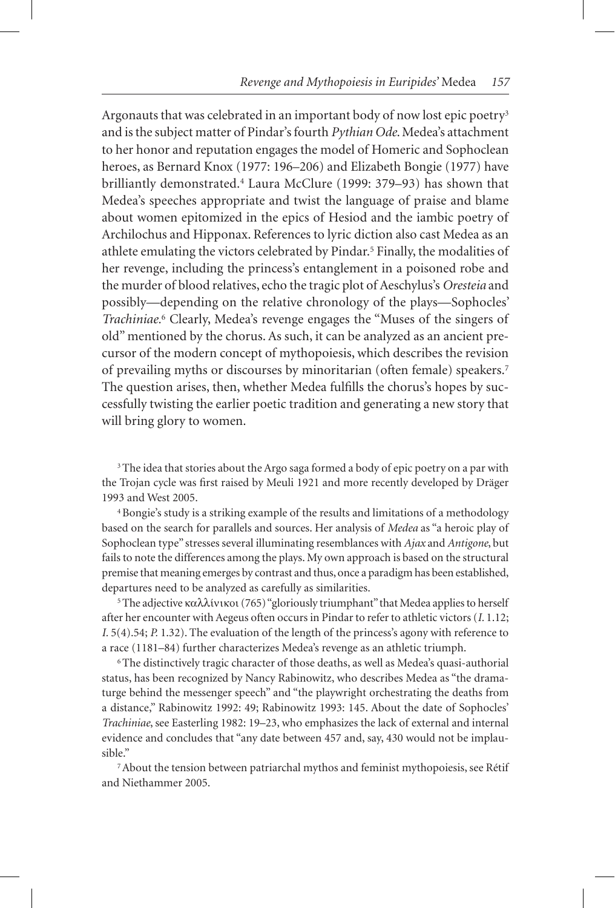Argonauts that was celebrated in an important body of now lost epic poetry[3] and is the subject matter of Pindar's fourth *Pythian Ode*. Medea's attachment to her honor and reputation engages the model of Homeric and Sophoclean heroes, as Bernard Knox (1977: 196–206) and Elizabeth Bongie (1977) have brilliantly demonstrated.[4] Laura McClure (1999: 379–93) has shown that Medea's speeches appropriate and twist the language of praise and blame about women epitomized in the epics of Hesiod and the iambic poetry of Archilochus and Hipponax. References to lyric diction also cast Medea as an athlete emulating the victors celebrated by Pindar.[5] Finally, the modalities of her revenge, including the princess's entanglement in a poisoned robe and the murder of blood relatives, echo the tragic plot of Aeschylus's *Oresteia* and possibly—depending on the relative chronology of the plays—Sophocles' *Trachiniae*.[6] Clearly, Medea's revenge engages the "Muses of the singers of old" mentioned by the chorus. As such, it can be analyzed as an ancient precursor of the modern concept of mythopoiesis, which describes the revision of prevailing myths or discourses by minoritarian (often female) speakers.[7] The question arises, then, whether Medea fulfills the chorus's hopes by successfully twisting the earlier poetic tradition and generating a new story that will bring glory to women.

[3] The idea that stories about the Argo saga formed a body of epic poetry on a par with the Trojan cycle was first raised by Meuli 1921 and more recently developed by Dräger 1993 and West 2005.

[4] Bongie's study is a striking example of the results and limitations of a methodology based on the search for parallels and sources. Her analysis of *Medea* as "a heroic play of Sophoclean type" stresses several illuminating resemblances with *Ajax* and *Antigone*, but fails to note the differences among the plays. My own approach is based on the structural premise that meaning emerges by contrast and thus, once a paradigm has been established, departures need to be analyzed as carefully as similarities.

[5] The adjective καλλίνικοι (765) "gloriously triumphant" that Medea applies to herself after her encounter with Aegeus often occurs in Pindar to refer to athletic victors (*I.* 1.12; *I.* 5(4).54; *P.* 1.32). The evaluation of the length of the princess's agony with reference to a race (1181–84) further characterizes Medea's revenge as an athletic triumph.

[6] The distinctively tragic character of those deaths, as well as Medea's quasi-authorial status, has been recognized by Nancy Rabinowitz, who describes Medea as "the dramaturge behind the messenger speech" and "the playwright orchestrating the deaths from a distance," Rabinowitz 1992: 49; Rabinowitz 1993: 145. About the date of Sophocles' *Trachiniae*, see Easterling 1982: 19–23, who emphasizes the lack of external and internal evidence and concludes that "any date between 457 and, say, 430 would not be implausible."

[7] About the tension between patriarchal mythos and feminist mythopoiesis, see Rétif and Niethammer 2005.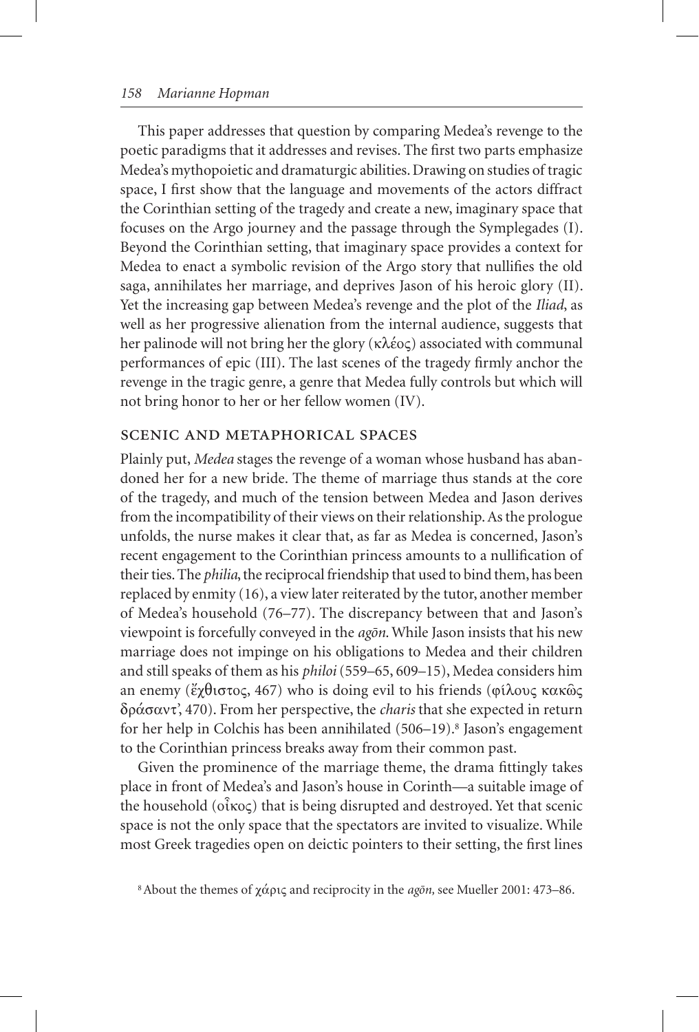This paper addresses that question by comparing Medea's revenge to the poetic paradigms that it addresses and revises. The first two parts emphasize Medea's mythopoietic and dramaturgic abilities. Drawing on studies of tragic space, I first show that the language and movements of the actors diffract the Corinthian setting of the tragedy and create a new, imaginary space that focuses on the Argo journey and the passage through the Symplegades (I). Beyond the Corinthian setting, that imaginary space provides a context for Medea to enact a symbolic revision of the Argo story that nullifies the old saga, annihilates her marriage, and deprives Jason of his heroic glory (II). Yet the increasing gap between Medea's revenge and the plot of the *Iliad*, as well as her progressive alienation from the internal audience, suggests that her palinode will not bring her the glory (κλέος) associated with communal performances of epic (III). The last scenes of the tragedy firmly anchor the revenge in the tragic genre, a genre that Medea fully controls but which will not bring honor to her or her fellow women (IV).

## SCENIC AND METAPHORICAL SPACES

Plainly put, *Medea* stages the revenge of a woman whose husband has abandoned her for a new bride. The theme of marriage thus stands at the core of the tragedy, and much of the tension between Medea and Jason derives from the incompatibility of their views on their relationship. As the prologue unfolds, the nurse makes it clear that, as far as Medea is concerned, Jason's recent engagement to the Corinthian princess amounts to a nullification of their ties. The *philia*, the reciprocal friendship that used to bind them, has been replaced by enmity (16), a view later reiterated by the tutor, another member of Medea's household (76–77). The discrepancy between that and Jason's viewpoint is forcefully conveyed in the *agōn*. While Jason insists that his new marriage does not impinge on his obligations to Medea and their children and still speaks of them as his *philoi* (559–65, 609–15), Medea considers him an enemy (ἔχθιστος, 467) who is doing evil to his friends (φίλους κακῶς δράσαντ', 470). From her perspective, the *charis* that she expected in return for her help in Colchis has been annihilated (506–19).[8] Jason's engagement to the Corinthian princess breaks away from their common past.

Given the prominence of the marriage theme, the drama fittingly takes place in front of Medea's and Jason's house in Corinth—a suitable image of the household (οἶκος) that is being disrupted and destroyed. Yet that scenic space is not the only space that the spectators are invited to visualize. While most Greek tragedies open on deictic pointers to their setting, the first lines

[8] About the themes of χάρις and reciprocity in the *agōn*, see Mueller 2001: 473–86.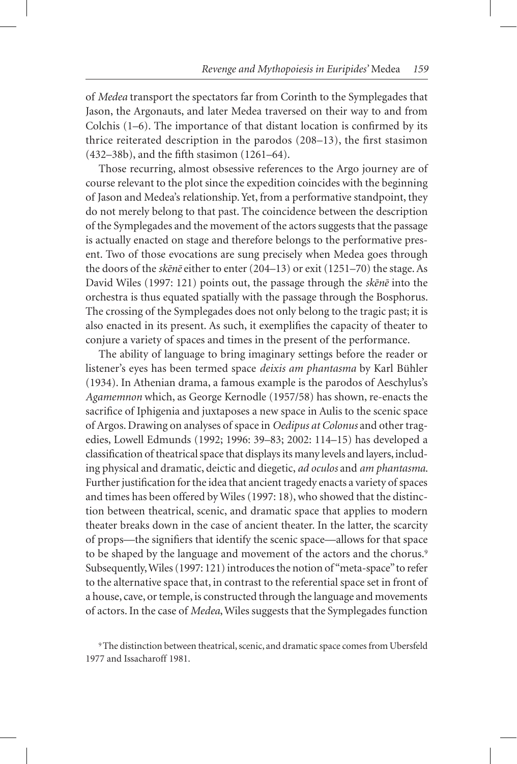of *Medea* transport the spectators far from Corinth to the Symplegades that Jason, the Argonauts, and later Medea traversed on their way to and from Colchis (1–6). The importance of that distant location is confirmed by its thrice reiterated description in the parodos (208–13), the first stasimon (432–38b), and the fifth stasimon (1261–64).

Those recurring, almost obsessive references to the Argo journey are of course relevant to the plot since the expedition coincides with the beginning of Jason and Medea's relationship. Yet, from a performative standpoint, they do not merely belong to that past. The coincidence between the description of the Symplegades and the movement of the actors suggests that the passage is actually enacted on stage and therefore belongs to the performative present. Two of those evocations are sung precisely when Medea goes through the doors of the *skēnē* either to enter (204–13) or exit (1251–70) the stage. As David Wiles (1997: 121) points out, the passage through the *skēnē* into the orchestra is thus equated spatially with the passage through the Bosphorus. The crossing of the Symplegades does not only belong to the tragic past; it is also enacted in its present. As such, it exemplifies the capacity of theater to conjure a variety of spaces and times in the present of the performance.

The ability of language to bring imaginary settings before the reader or listener's eyes has been termed space *deixis am phantasma* by Karl Bühler (1934). In Athenian drama, a famous example is the parodos of Aeschylus's *Agamemnon* which, as George Kernodle (1957/58) has shown, re-enacts the sacrifice of Iphigenia and juxtaposes a new space in Aulis to the scenic space of Argos. Drawing on analyses of space in *Oedipus at Colonus* and other tragedies, Lowell Edmunds (1992; 1996: 39–83; 2002: 114–15) has developed a classification of theatrical space that displays its many levels and layers, including physical and dramatic, deictic and diegetic, *ad oculos* and *am phantasma*. Further justification for the idea that ancient tragedy enacts a variety of spaces and times has been offered by Wiles (1997: 18), who showed that the distinction between theatrical, scenic, and dramatic space that applies to modern theater breaks down in the case of ancient theater. In the latter, the scarcity of props—the signifiers that identify the scenic space—allows for that space to be shaped by the language and movement of the actors and the chorus.[9] Subsequently, Wiles (1997: 121) introduces the notion of "meta-space" to refer to the alternative space that, in contrast to the referential space set in front of a house, cave, or temple, is constructed through the language and movements of actors. In the case of *Medea*, Wiles suggests that the Symplegades function

[9] The distinction between theatrical, scenic, and dramatic space comes from Ubersfeld 1977 and Issacharoff 1981.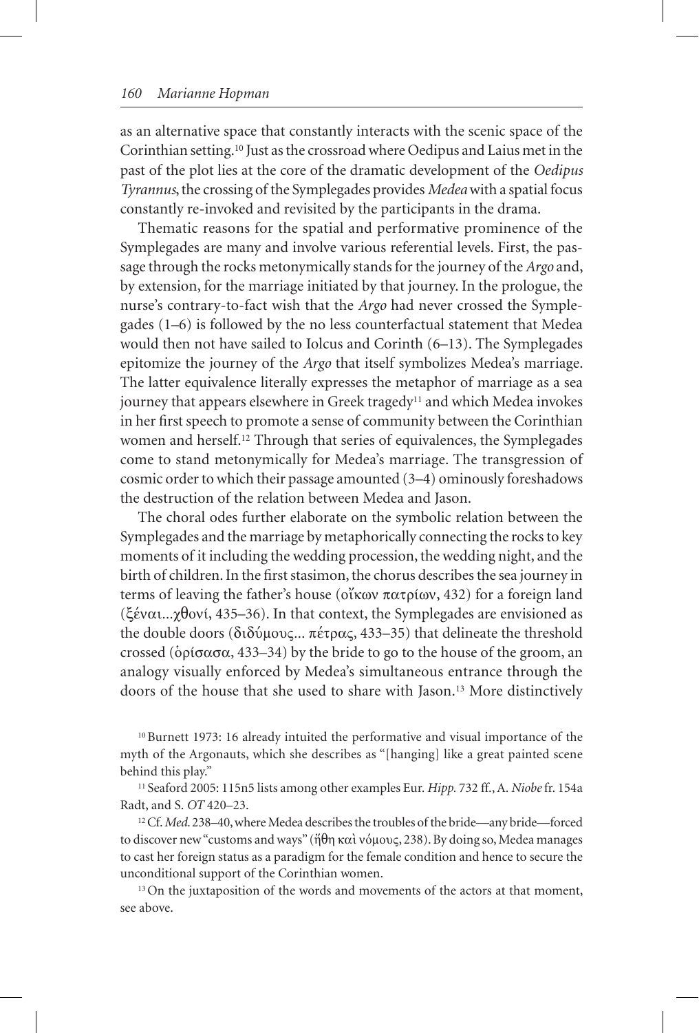as an alternative space that constantly interacts with the scenic space of the Corinthian setting.[10] Just as the crossroad where Oedipus and Laius met in the past of the plot lies at the core of the dramatic development of the *Oedipus Tyrannus*, the crossing of the Symplegades provides *Medea* with a spatial focus constantly re-invoked and revisited by the participants in the drama.

Thematic reasons for the spatial and performative prominence of the Symplegades are many and involve various referential levels. First, the passage through the rocks metonymically stands for the journey of the *Argo* and, by extension, for the marriage initiated by that journey. In the prologue, the nurse's contrary-to-fact wish that the *Argo* had never crossed the Symplegades (1–6) is followed by the no less counterfactual statement that Medea would then not have sailed to Iolcus and Corinth (6–13). The Symplegades epitomize the journey of the *Argo* that itself symbolizes Medea's marriage. The latter equivalence literally expresses the metaphor of marriage as a sea journey that appears elsewhere in Greek tragedy[11] and which Medea invokes in her first speech to promote a sense of community between the Corinthian women and herself.[12] Through that series of equivalences, the Symplegades come to stand metonymically for Medea's marriage. The transgression of cosmic order to which their passage amounted (3–4) ominously foreshadows the destruction of the relation between Medea and Jason.

The choral odes further elaborate on the symbolic relation between the Symplegades and the marriage by metaphorically connecting the rocks to key moments of it including the wedding procession, the wedding night, and the birth of children. In the first stasimon, the chorus describes the sea journey in terms of leaving the father's house (οἴκων πατρίων, 432) for a foreign land (ξέναι...χθονί, 435–36). In that context, the Symplegades are envisioned as the double doors (διδύμους... πέτρας, 433–35) that delineate the threshold crossed (ὁρίσασα, 433–34) by the bride to go to the house of the groom, an analogy visually enforced by Medea's simultaneous entrance through the doors of the house that she used to share with Jason.[13] More distinctively

[10] Burnett 1973: 16 already intuited the performative and visual importance of the myth of the Argonauts, which she describes as "[hanging] like a great painted scene behind this play."

[11] Seaford 2005: 115n5 lists among other examples Eur. *Hipp.* 732 ff., A. *Niobe* fr. 154a Radt, and S. *OT* 420–23.

[12] Cf. *Med.* 238–40, where Medea describes the troubles of the bride—any bride—forced to discover new "customs and ways" (ἤθη καὶ νόμους, 238). By doing so, Medea manages to cast her foreign status as a paradigm for the female condition and hence to secure the unconditional support of the Corinthian women.

[13] On the juxtaposition of the words and movements of the actors at that moment, see above.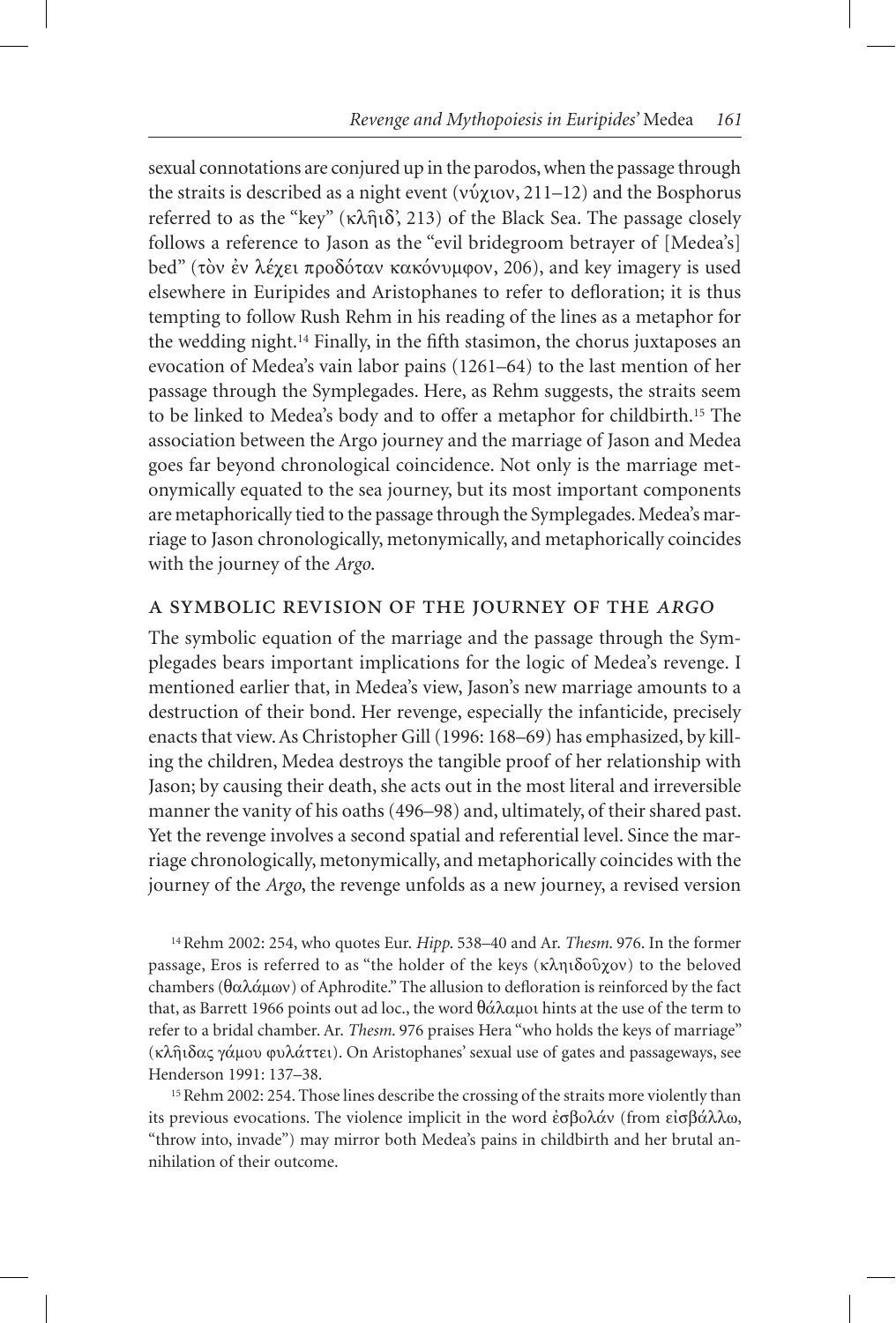sexual connotations are conjured up in the parodos, when the passage through the straits is described as a night event (νύχιον, 211–12) and the Bosphorus referred to as the "key" (κλῇιδ', 213) of the Black Sea. The passage closely follows a reference to Jason as the "evil bridegroom betrayer of [Medea's] bed" (τὸν ἐν λέχει προδόταν κακόνυμφον, 206), and key imagery is used elsewhere in Euripides and Aristophanes to refer to defloration; it is thus tempting to follow Rush Rehm in his reading of the lines as a metaphor for the wedding night.[14] Finally, in the fifth stasimon, the chorus juxtaposes an evocation of Medea's vain labor pains (1261–64) to the last mention of her passage through the Symplegades. Here, as Rehm suggests, the straits seem to be linked to Medea's body and to offer a metaphor for childbirth.[15] The association between the Argo journey and the marriage of Jason and Medea goes far beyond chronological coincidence. Not only is the marriage metonymically equated to the sea journey, but its most important components are metaphorically tied to the passage through the Symplegades. Medea's marriage to Jason chronologically, metonymically, and metaphorically coincides with the journey of the *Argo*.

## A SYMBOLIC REVISION OF THE JOURNEY OF THE *ARGO*

The symbolic equation of the marriage and the passage through the Symplegades bears important implications for the logic of Medea's revenge. I mentioned earlier that, in Medea's view, Jason's new marriage amounts to a destruction of their bond. Her revenge, especially the infanticide, precisely enacts that view. As Christopher Gill (1996: 168–69) has emphasized, by killing the children, Medea destroys the tangible proof of her relationship with Jason; by causing their death, she acts out in the most literal and irreversible manner the vanity of his oaths (496–98) and, ultimately, of their shared past. Yet the revenge involves a second spatial and referential level. Since the marriage chronologically, metonymically, and metaphorically coincides with the journey of the *Argo*, the revenge unfolds as a new journey, a revised version

[14] Rehm 2002: 254, who quotes Eur. *Hipp.* 538–40 and Ar. *Thesm.* 976. In the former passage, Eros is referred to as "the holder of the keys (κληιδοῦχον) to the beloved chambers (θαλάμων) of Aphrodite." The allusion to defloration is reinforced by the fact that, as Barrett 1966 points out ad loc., the word θάλαμοι hints at the use of the term to refer to a bridal chamber. Ar. *Thesm.* 976 praises Hera "who holds the keys of marriage" (κλῇιδας γάμου φυλάττει). On Aristophanes' sexual use of gates and passageways, see Henderson 1991: 137–38.

[15] Rehm 2002: 254. Those lines describe the crossing of the straits more violently than its previous evocations. The violence implicit in the word ἐσβολάν (from εἰσβάλλω, "throw into, invade") may mirror both Medea's pains in childbirth and her brutal annihilation of their outcome.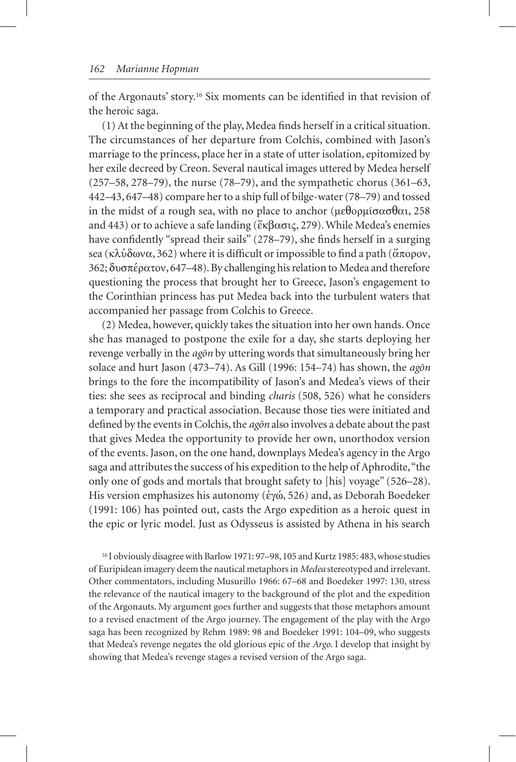of the Argonauts' story.[16] Six moments can be identified in that revision of the heroic saga.

(1) At the beginning of the play, Medea finds herself in a critical situation. The circumstances of her departure from Colchis, combined with Jason's marriage to the princess, place her in a state of utter isolation, epitomized by her exile decreed by Creon. Several nautical images uttered by Medea herself (257–58, 278–79), the nurse (78–79), and the sympathetic chorus (361–63, 442–43, 647–48) compare her to a ship full of bilge-water (78–79) and tossed in the midst of a rough sea, with no place to anchor (μεθορμίσασθαι, 258 and 443) or to achieve a safe landing (ἔκβασις, 279). While Medea's enemies have confidently "spread their sails" (278–79), she finds herself in a surging sea (κλύδωνα, 362) where it is difficult or impossible to find a path (ἄπορον, 362; δυσπέρατον, 647–48). By challenging his relation to Medea and therefore questioning the process that brought her to Greece, Jason's engagement to the Corinthian princess has put Medea back into the turbulent waters that accompanied her passage from Colchis to Greece.

(2) Medea, however, quickly takes the situation into her own hands. Once she has managed to postpone the exile for a day, she starts deploying her revenge verbally in the *agōn* by uttering words that simultaneously bring her solace and hurt Jason (473–74). As Gill (1996: 154–74) has shown, the *agōn* brings to the fore the incompatibility of Jason's and Medea's views of their ties: she sees as reciprocal and binding *charis* (508, 526) what he considers a temporary and practical association. Because those ties were initiated and defined by the events in Colchis, the *agōn* also involves a debate about the past that gives Medea the opportunity to provide her own, unorthodox version of the events. Jason, on the one hand, downplays Medea's agency in the Argo saga and attributes the success of his expedition to the help of Aphrodite, "the only one of gods and mortals that brought safety to [his] voyage" (526–28). His version emphasizes his autonomy (ἐγώ, 526) and, as Deborah Boedeker (1991: 106) has pointed out, casts the Argo expedition as a heroic quest in the epic or lyric model. Just as Odysseus is assisted by Athena in his search

[16] I obviously disagree with Barlow 1971: 97–98, 105 and Kurtz 1985: 483, whose studies of Euripidean imagery deem the nautical metaphors in *Medea* stereotyped and irrelevant. Other commentators, including Musurillo 1966: 67–68 and Boedeker 1997: 130, stress the relevance of the nautical imagery to the background of the plot and the expedition of the Argonauts. My argument goes further and suggests that those metaphors amount to a revised enactment of the Argo journey. The engagement of the play with the Argo saga has been recognized by Rehm 1989: 98 and Boedeker 1991: 104–09, who suggests that Medea's revenge negates the old glorious epic of the *Argo*. I develop that insight by showing that Medea's revenge stages a revised version of the Argo saga.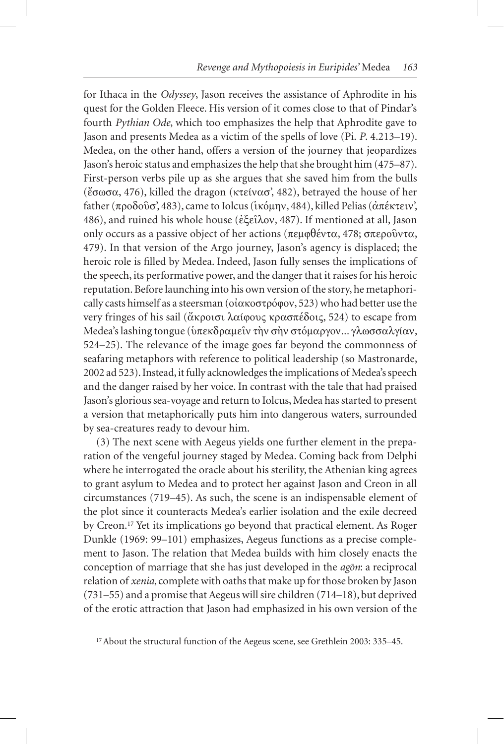for Ithaca in the *Odyssey*, Jason receives the assistance of Aphrodite in his quest for the Golden Fleece. His version of it comes close to that of Pindar's fourth *Pythian Ode*, which too emphasizes the help that Aphrodite gave to Jason and presents Medea as a victim of the spells of love (Pi. *P*. 4.213–19). Medea, on the other hand, offers a version of the journey that jeopardizes Jason's heroic status and emphasizes the help that she brought him (475–87). First-person verbs pile up as she argues that she saved him from the bulls (ἔσωσα, 476), killed the dragon (κτείνασ', 482), betrayed the house of her father (προδοῦσ', 483), came to Iolcus (ἱκόμην, 484), killed Pelias (ἀπέκτειν', 486), and ruined his whole house (ἐξεῖλον, 487). If mentioned at all, Jason only occurs as a passive object of her actions (πεμφθέντα, 478; σπεροῦντα, 479). In that version of the Argo journey, Jason's agency is displaced; the heroic role is filled by Medea. Indeed, Jason fully senses the implications of the speech, its performative power, and the danger that it raises for his heroic reputation. Before launching into his own version of the story, he metaphorically casts himself as a steersman (οἰακοστρόφον, 523) who had better use the very fringes of his sail (ἄκροισι λαίφους κρασπέδοις, 524) to escape from Medea's lashing tongue (ὑπεκδραμεῖν τὴν σὴν στόμαργον... γλωσσαλγίαν, 524–25). The relevance of the image goes far beyond the commonness of seafaring metaphors with reference to political leadership (so Mastronarde, 2002 ad 523). Instead, it fully acknowledges the implications of Medea's speech and the danger raised by her voice. In contrast with the tale that had praised Jason's glorious sea-voyage and return to Iolcus, Medea has started to present a version that metaphorically puts him into dangerous waters, surrounded by sea-creatures ready to devour him.

(3) The next scene with Aegeus yields one further element in the preparation of the vengeful journey staged by Medea. Coming back from Delphi where he interrogated the oracle about his sterility, the Athenian king agrees to grant asylum to Medea and to protect her against Jason and Creon in all circumstances (719–45). As such, the scene is an indispensable element of the plot since it counteracts Medea's earlier isolation and the exile decreed by Creon.[17] Yet its implications go beyond that practical element. As Roger Dunkle (1969: 99–101) emphasizes, Aegeus functions as a precise complement to Jason. The relation that Medea builds with him closely enacts the conception of marriage that she has just developed in the *agōn*: a reciprocal relation of *xenia*, complete with oaths that make up for those broken by Jason (731–55) and a promise that Aegeus will sire children (714–18), but deprived of the erotic attraction that Jason had emphasized in his own version of the

[17] About the structural function of the Aegeus scene, see Grethlein 2003: 335–45.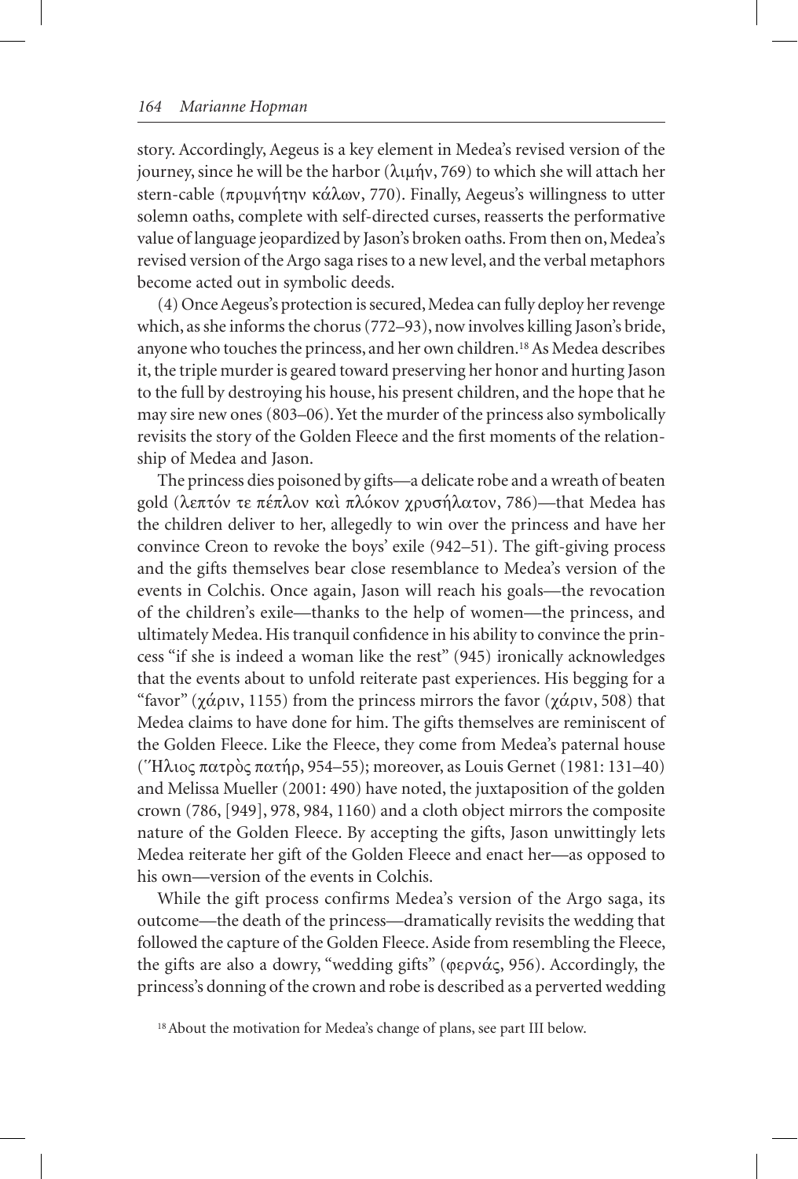story. Accordingly, Aegeus is a key element in Medea's revised version of the journey, since he will be the harbor (λιμήν, 769) to which she will attach her stern-cable (πρυμνήτην κάλων, 770). Finally, Aegeus's willingness to utter solemn oaths, complete with self-directed curses, reasserts the performative value of language jeopardized by Jason's broken oaths. From then on, Medea's revised version of the Argo saga rises to a new level, and the verbal metaphors become acted out in symbolic deeds.

(4) Once Aegeus's protection is secured, Medea can fully deploy her revenge which, as she informs the chorus (772–93), now involves killing Jason's bride, anyone who touches the princess, and her own children.[18] As Medea describes it, the triple murder is geared toward preserving her honor and hurting Jason to the full by destroying his house, his present children, and the hope that he may sire new ones (803–06). Yet the murder of the princess also symbolically revisits the story of the Golden Fleece and the first moments of the relationship of Medea and Jason.

The princess dies poisoned by gifts—a delicate robe and a wreath of beaten gold (λεπτόν τε πέπλον καὶ πλόκον χρυσήλατον, 786)—that Medea has the children deliver to her, allegedly to win over the princess and have her convince Creon to revoke the boys' exile (942–51). The gift-giving process and the gifts themselves bear close resemblance to Medea's version of the events in Colchis. Once again, Jason will reach his goals—the revocation of the children's exile—thanks to the help of women—the princess, and ultimately Medea. His tranquil confidence in his ability to convince the princess "if she is indeed a woman like the rest" (945) ironically acknowledges that the events about to unfold reiterate past experiences. His begging for a "favor" (χάριν, 1155) from the princess mirrors the favor (χάριν, 508) that Medea claims to have done for him. The gifts themselves are reminiscent of the Golden Fleece. Like the Fleece, they come from Medea's paternal house (῞Ηλιος πατρὸς πατήρ, 954–55); moreover, as Louis Gernet (1981: 131–40) and Melissa Mueller (2001: 490) have noted, the juxtaposition of the golden crown (786, [949], 978, 984, 1160) and a cloth object mirrors the composite nature of the Golden Fleece. By accepting the gifts, Jason unwittingly lets Medea reiterate her gift of the Golden Fleece and enact her—as opposed to his own—version of the events in Colchis.

While the gift process confirms Medea's version of the Argo saga, its outcome—the death of the princess—dramatically revisits the wedding that followed the capture of the Golden Fleece. Aside from resembling the Fleece, the gifts are also a dowry, "wedding gifts" (φερνάς, 956). Accordingly, the princess's donning of the crown and robe is described as a perverted wedding

[18] About the motivation for Medea's change of plans, see part III below.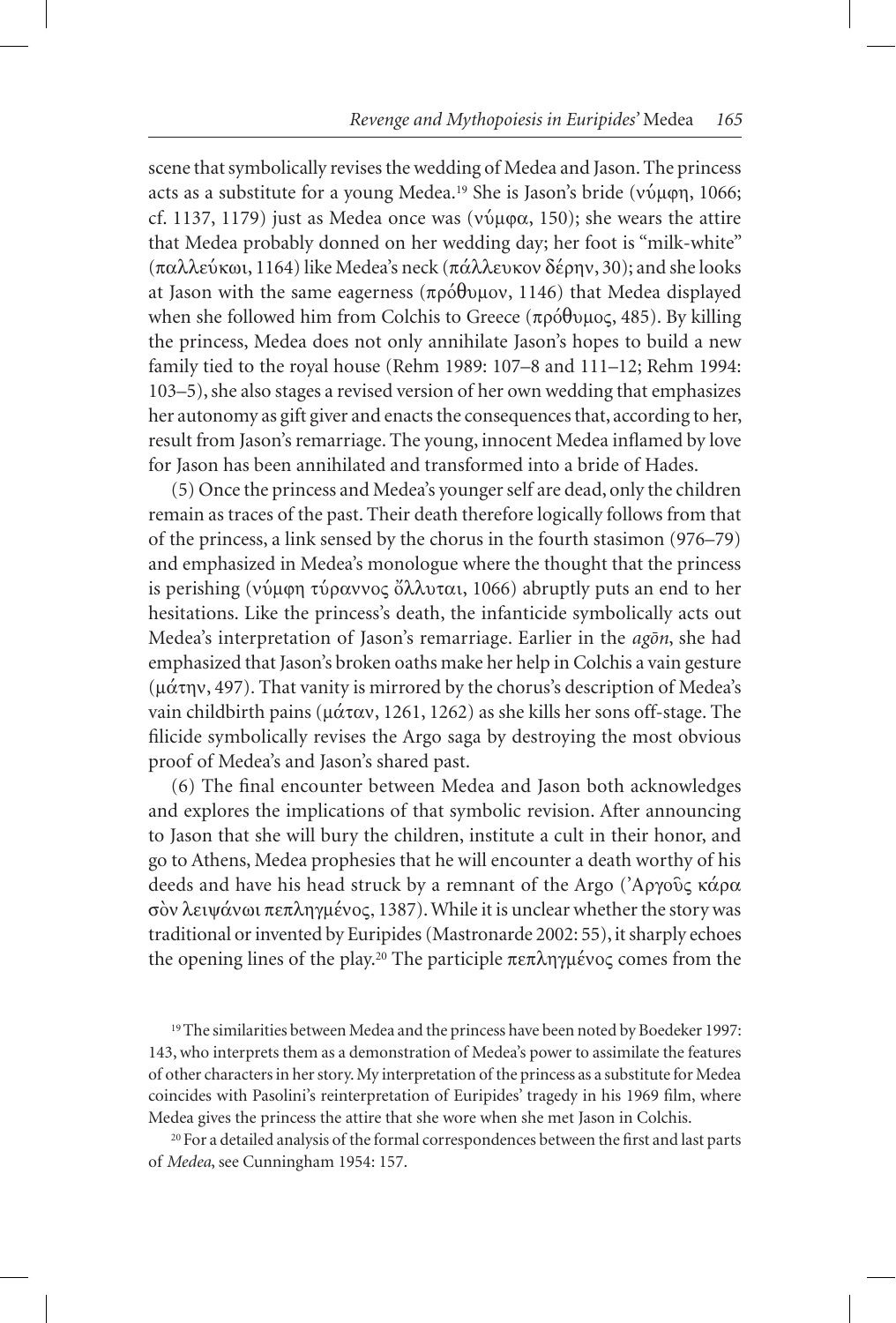scene that symbolically revises the wedding of Medea and Jason. The princess acts as a substitute for a young Medea.[19] She is Jason's bride (νύμφη, 1066; cf. 1137, 1179) just as Medea once was (νύμφα, 150); she wears the attire that Medea probably donned on her wedding day; her foot is "milk-white" (παλλεύκωι, 1164) like Medea's neck (πάλλευκον δέρην, 30); and she looks at Jason with the same eagerness (πρόθυμον, 1146) that Medea displayed when she followed him from Colchis to Greece (πρόθυμος, 485). By killing the princess, Medea does not only annihilate Jason's hopes to build a new family tied to the royal house (Rehm 1989: 107–8 and 111–12; Rehm 1994: 103–5), she also stages a revised version of her own wedding that emphasizes her autonomy as gift giver and enacts the consequences that, according to her, result from Jason's remarriage. The young, innocent Medea inflamed by love for Jason has been annihilated and transformed into a bride of Hades.

(5) Once the princess and Medea's younger self are dead, only the children remain as traces of the past. Their death therefore logically follows from that of the princess, a link sensed by the chorus in the fourth stasimon (976–79) and emphasized in Medea's monologue where the thought that the princess is perishing (νύμφη τύραννος ὄλλυται, 1066) abruptly puts an end to her hesitations. Like the princess's death, the infanticide symbolically acts out Medea's interpretation of Jason's remarriage. Earlier in the *agōn*, she had emphasized that Jason's broken oaths make her help in Colchis a vain gesture (μάτην, 497). That vanity is mirrored by the chorus's description of Medea's vain childbirth pains (μάταν, 1261, 1262) as she kills her sons off-stage. The filicide symbolically revises the Argo saga by destroying the most obvious proof of Medea's and Jason's shared past.

(6) The final encounter between Medea and Jason both acknowledges and explores the implications of that symbolic revision. After announcing to Jason that she will bury the children, institute a cult in their honor, and go to Athens, Medea prophesies that he will encounter a death worthy of his deeds and have his head struck by a remnant of the Argo (Ἀργοῦς κάρα σὸν λειψάνωι πεπληγμένος, 1387). While it is unclear whether the story was traditional or invented by Euripides (Mastronarde 2002: 55), it sharply echoes the opening lines of the play.[20] The participle πεπληγμένος comes from the

[19] The similarities between Medea and the princess have been noted by Boedeker 1997: 143, who interprets them as a demonstration of Medea's power to assimilate the features of other characters in her story. My interpretation of the princess as a substitute for Medea coincides with Pasolini's reinterpretation of Euripides' tragedy in his 1969 film, where Medea gives the princess the attire that she wore when she met Jason in Colchis.

[20] For a detailed analysis of the formal correspondences between the first and last parts of *Medea*, see Cunningham 1954: 157.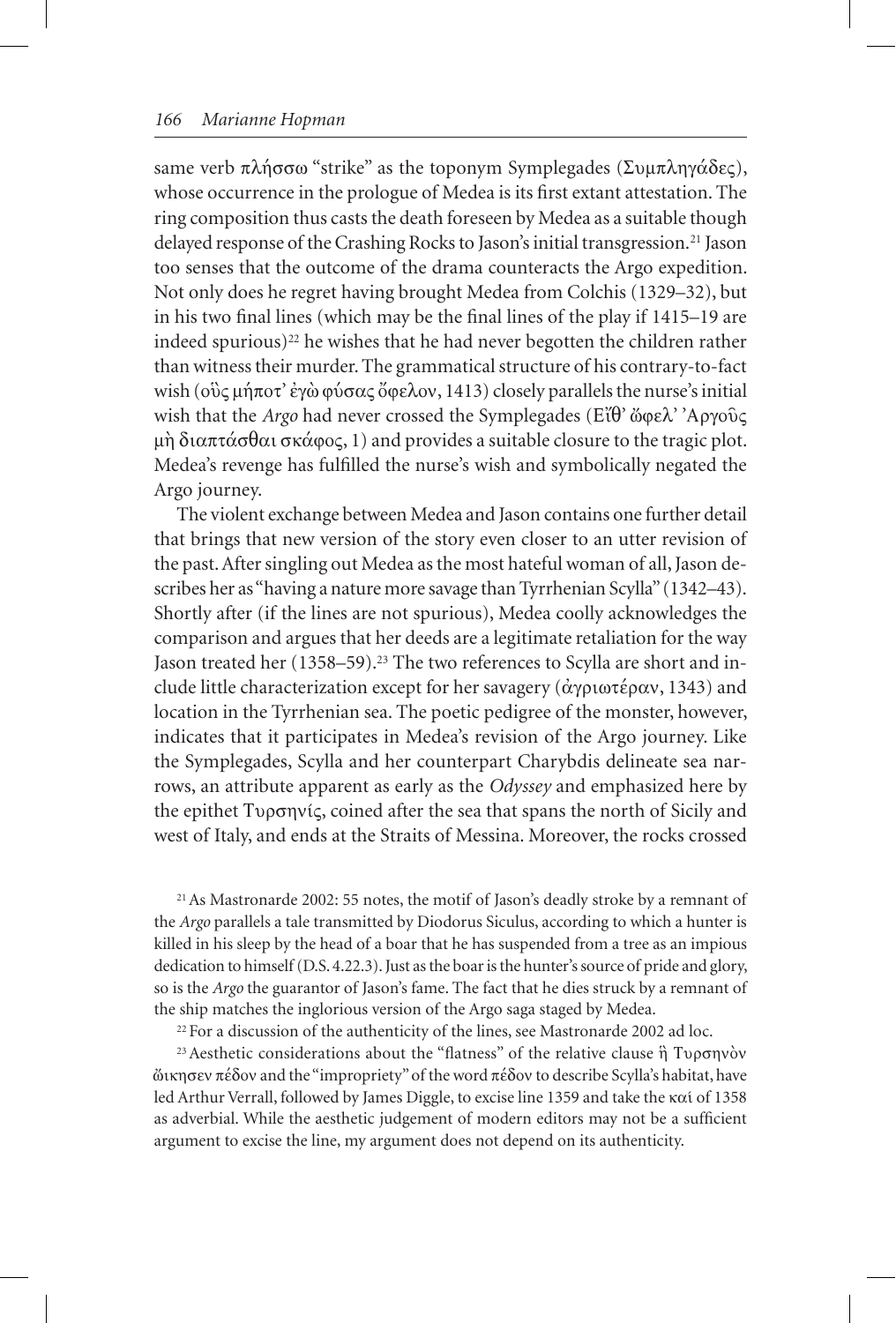same verb πλήσσω "strike" as the toponym Symplegades (Συμπληγάδες), whose occurrence in the prologue of Medea is its first extant attestation. The ring composition thus casts the death foreseen by Medea as a suitable though delayed response of the Crashing Rocks to Jason's initial transgression.[21] Jason too senses that the outcome of the drama counteracts the Argo expedition. Not only does he regret having brought Medea from Colchis (1329–32), but in his two final lines (which may be the final lines of the play if 1415–19 are indeed spurious)[22] he wishes that he had never begotten the children rather than witness their murder. The grammatical structure of his contrary-to-fact wish (οὓς μήποτ' ἐγὼ φύσας ὄφελον, 1413) closely parallels the nurse's initial wish that the *Argo* had never crossed the Symplegades (Εἴθ' ὤφελ' Ἀργοῦς μὴ διαπτάσθαι σκάφος, 1) and provides a suitable closure to the tragic plot. Medea's revenge has fulfilled the nurse's wish and symbolically negated the Argo journey.

The violent exchange between Medea and Jason contains one further detail that brings that new version of the story even closer to an utter revision of the past. After singling out Medea as the most hateful woman of all, Jason describes her as "having a nature more savage than Tyrrhenian Scylla" (1342–43). Shortly after (if the lines are not spurious), Medea coolly acknowledges the comparison and argues that her deeds are a legitimate retaliation for the way Jason treated her (1358–59).[23] The two references to Scylla are short and include little characterization except for her savagery (ἀγριωτέραν, 1343) and location in the Tyrrhenian sea. The poetic pedigree of the monster, however, indicates that it participates in Medea's revision of the Argo journey. Like the Symplegades, Scylla and her counterpart Charybdis delineate sea narrows, an attribute apparent as early as the *Odyssey* and emphasized here by the epithet Τυρσηνίς, coined after the sea that spans the north of Sicily and west of Italy, and ends at the Straits of Messina. Moreover, the rocks crossed

[21] As Mastronarde 2002: 55 notes, the motif of Jason's deadly stroke by a remnant of the *Argo* parallels a tale transmitted by Diodorus Siculus, according to which a hunter is killed in his sleep by the head of a boar that he has suspended from a tree as an impious dedication to himself (D.S. 4.22.3). Just as the boar is the hunter's source of pride and glory, so is the *Argo* the guarantor of Jason's fame. The fact that he dies struck by a remnant of the ship matches the inglorious version of the Argo saga staged by Medea.

[22] For a discussion of the authenticity of the lines, see Mastronarde 2002 ad loc.

[23] Aesthetic considerations about the "flatness" of the relative clause ἣ Τυρσηνὸν ᾤκησεν πέδον and the "impropriety" of the word πέδον to describe Scylla's habitat, have led Arthur Verrall, followed by James Diggle, to excise line 1359 and take the καί of 1358 as adverbial. While the aesthetic judgement of modern editors may not be a sufficient argument to excise the line, my argument does not depend on its authenticity.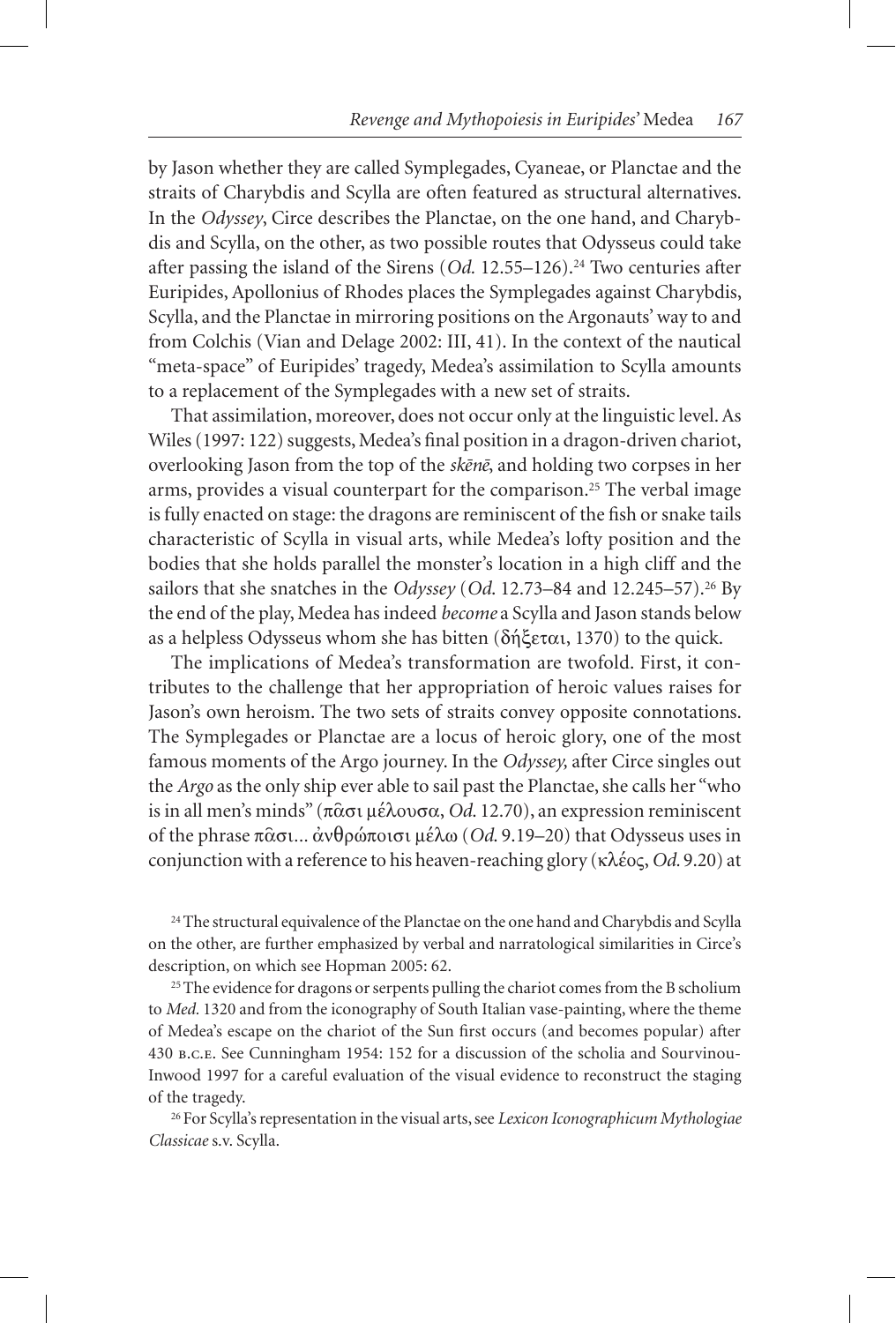by Jason whether they are called Symplegades, Cyaneae, or Planctae and the straits of Charybdis and Scylla are often featured as structural alternatives. In the *Odyssey*, Circe describes the Planctae, on the one hand, and Charybdis and Scylla, on the other, as two possible routes that Odysseus could take after passing the island of the Sirens (*Od.* 12.55–126).[24] Two centuries after Euripides, Apollonius of Rhodes places the Symplegades against Charybdis, Scylla, and the Planctae in mirroring positions on the Argonauts' way to and from Colchis (Vian and Delage 2002: III, 41). In the context of the nautical "meta-space" of Euripides' tragedy, Medea's assimilation to Scylla amounts to a replacement of the Symplegades with a new set of straits.

That assimilation, moreover, does not occur only at the linguistic level. As Wiles (1997: 122) suggests, Medea's final position in a dragon-driven chariot, overlooking Jason from the top of the *skēnē*, and holding two corpses in her arms, provides a visual counterpart for the comparison.[25] The verbal image is fully enacted on stage: the dragons are reminiscent of the fish or snake tails characteristic of Scylla in visual arts, while Medea's lofty position and the bodies that she holds parallel the monster's location in a high cliff and the sailors that she snatches in the *Odyssey* (*Od.* 12.73–84 and 12.245–57).[26] By the end of the play, Medea has indeed *become* a Scylla and Jason stands below as a helpless Odysseus whom she has bitten (δήξεται, 1370) to the quick.

The implications of Medea's transformation are twofold. First, it contributes to the challenge that her appropriation of heroic values raises for Jason's own heroism. The two sets of straits convey opposite connotations. The Symplegades or Planctae are a locus of heroic glory, one of the most famous moments of the Argo journey. In the *Odyssey,* after Circe singles out the *Argo* as the only ship ever able to sail past the Planctae, she calls her "who is in all men's minds" (πᾶσι μέλουσα, *Od.* 12.70), an expression reminiscent of the phrase πᾶσι... ἀνθρώποισι μέλω (*Od.* 9.19–20) that Odysseus uses in conjunction with a reference to his heaven-reaching glory (κλέος, *Od.* 9.20) at

[24] The structural equivalence of the Planctae on the one hand and Charybdis and Scylla on the other, are further emphasized by verbal and narratological similarities in Circe's description, on which see Hopman 2005: 62.

[25] The evidence for dragons or serpents pulling the chariot comes from the B scholium to *Med.* 1320 and from the iconography of South Italian vase-painting, where the theme of Medea's escape on the chariot of the Sun first occurs (and becomes popular) after 430 B.C.E. See Cunningham 1954: 152 for a discussion of the scholia and Sourvinou-Inwood 1997 for a careful evaluation of the visual evidence to reconstruct the staging of the tragedy.

[26] For Scylla's representation in the visual arts, see *Lexicon Iconographicum Mythologiae Classicae* s.v. Scylla.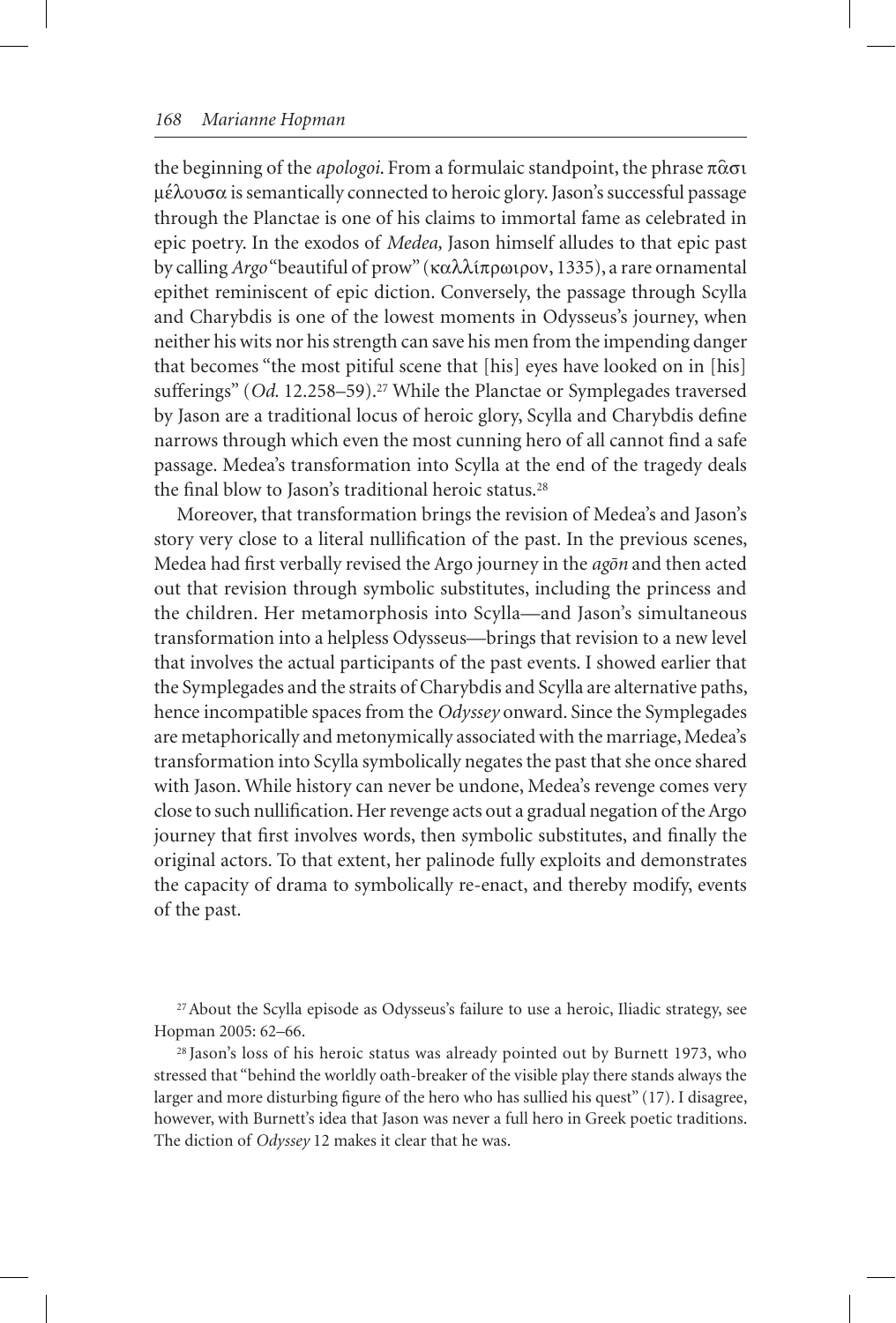the beginning of the *apologoi*. From a formulaic standpoint, the phrase πᾶσι μέλουσα is semantically connected to heroic glory. Jason's successful passage through the Planctae is one of his claims to immortal fame as celebrated in epic poetry. In the exodos of *Medea,* Jason himself alludes to that epic past by calling *Argo* "beautiful of prow" (καλλίπρωιρον, 1335), a rare ornamental epithet reminiscent of epic diction. Conversely, the passage through Scylla and Charybdis is one of the lowest moments in Odysseus's journey, when neither his wits nor his strength can save his men from the impending danger that becomes "the most pitiful scene that [his] eyes have looked on in [his] sufferings" (*Od.* 12.258–59).[27] While the Planctae or Symplegades traversed by Jason are a traditional locus of heroic glory, Scylla and Charybdis define narrows through which even the most cunning hero of all cannot find a safe passage. Medea's transformation into Scylla at the end of the tragedy deals the final blow to Jason's traditional heroic status.[28]

Moreover, that transformation brings the revision of Medea's and Jason's story very close to a literal nullification of the past. In the previous scenes, Medea had first verbally revised the Argo journey in the *agōn* and then acted out that revision through symbolic substitutes, including the princess and the children. Her metamorphosis into Scylla—and Jason's simultaneous transformation into a helpless Odysseus—brings that revision to a new level that involves the actual participants of the past events. I showed earlier that the Symplegades and the straits of Charybdis and Scylla are alternative paths, hence incompatible spaces from the *Odyssey* onward. Since the Symplegades are metaphorically and metonymically associated with the marriage, Medea's transformation into Scylla symbolically negates the past that she once shared with Jason. While history can never be undone, Medea's revenge comes very close to such nullification. Her revenge acts out a gradual negation of the Argo journey that first involves words, then symbolic substitutes, and finally the original actors. To that extent, her palinode fully exploits and demonstrates the capacity of drama to symbolically re-enact, and thereby modify, events of the past.

[27] About the Scylla episode as Odysseus's failure to use a heroic, Iliadic strategy, see Hopman 2005: 62–66.

[28] Jason's loss of his heroic status was already pointed out by Burnett 1973, who stressed that "behind the worldly oath-breaker of the visible play there stands always the larger and more disturbing figure of the hero who has sullied his quest" (17). I disagree, however, with Burnett's idea that Jason was never a full hero in Greek poetic traditions. The diction of *Odyssey* 12 makes it clear that he was.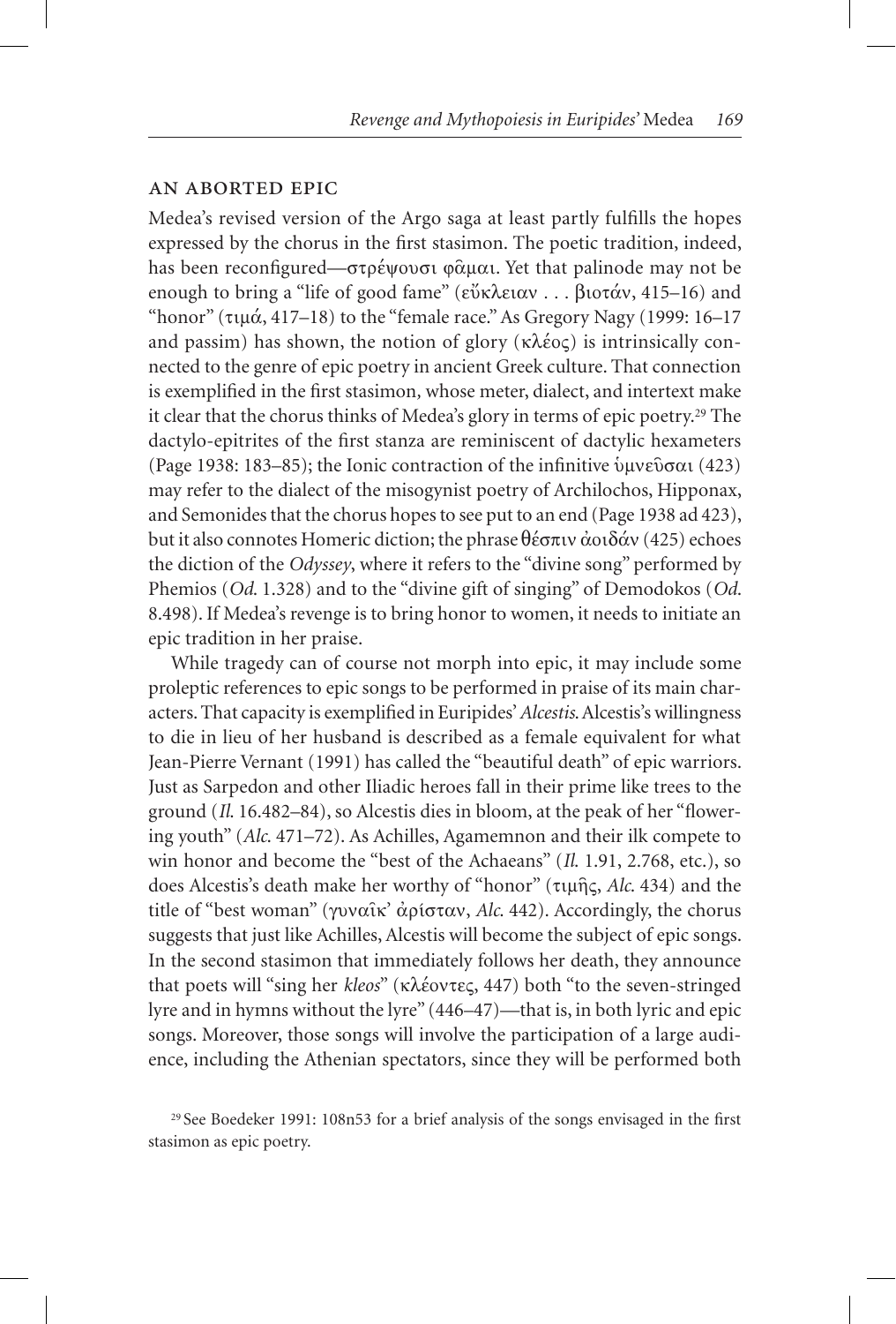## AN ABORTED EPIC

Medea's revised version of the Argo saga at least partly fulfills the hopes expressed by the chorus in the first stasimon. The poetic tradition, indeed, has been reconfigured—στρέψουσι φᾶμαι. Yet that palinode may not be enough to bring a "life of good fame" (εὔκλειαν . . . βιοτάν, 415–16) and "honor" (τιμά, 417–18) to the "female race." As Gregory Nagy (1999: 16–17 and passim) has shown, the notion of glory (κλέος) is intrinsically connected to the genre of epic poetry in ancient Greek culture. That connection is exemplified in the first stasimon, whose meter, dialect, and intertext make it clear that the chorus thinks of Medea's glory in terms of epic poetry.[29] The dactylo-epitrites of the first stanza are reminiscent of dactylic hexameters (Page 1938: 183–85); the Ionic contraction of the infinitive ὑμνεῦσαι (423) may refer to the dialect of the misogynist poetry of Archilochos, Hipponax, and Semonides that the chorus hopes to see put to an end (Page 1938 ad 423), but it also connotes Homeric diction; the phrase θέσπιν ἀοιδάν (425) echoes the diction of the *Odyssey*, where it refers to the "divine song" performed by Phemios (*Od.* 1.328) and to the "divine gift of singing" of Demodokos (*Od.* 8.498). If Medea's revenge is to bring honor to women, it needs to initiate an epic tradition in her praise.

While tragedy can of course not morph into epic, it may include some proleptic references to epic songs to be performed in praise of its main characters. That capacity is exemplified in Euripides' *Alcestis.* Alcestis's willingness to die in lieu of her husband is described as a female equivalent for what Jean-Pierre Vernant (1991) has called the "beautiful death" of epic warriors. Just as Sarpedon and other Iliadic heroes fall in their prime like trees to the ground (*Il.* 16.482–84), so Alcestis dies in bloom, at the peak of her "flowering youth" (*Alc.* 471–72). As Achilles, Agamemnon and their ilk compete to win honor and become the "best of the Achaeans" (*Il.* 1.91, 2.768, etc.), so does Alcestis's death make her worthy of "honor" (τιμῆς, *Alc.* 434) and the title of "best woman" (γυναῖκ' ἀρίσταν, *Alc.* 442). Accordingly, the chorus suggests that just like Achilles, Alcestis will become the subject of epic songs. In the second stasimon that immediately follows her death, they announce that poets will "sing her *kleos*" (κλέοντες, 447) both "to the seven-stringed lyre and in hymns without the lyre" (446–47)—that is, in both lyric and epic songs. Moreover, those songs will involve the participation of a large audience, including the Athenian spectators, since they will be performed both

[29] See Boedeker 1991: 108n53 for a brief analysis of the songs envisaged in the first stasimon as epic poetry.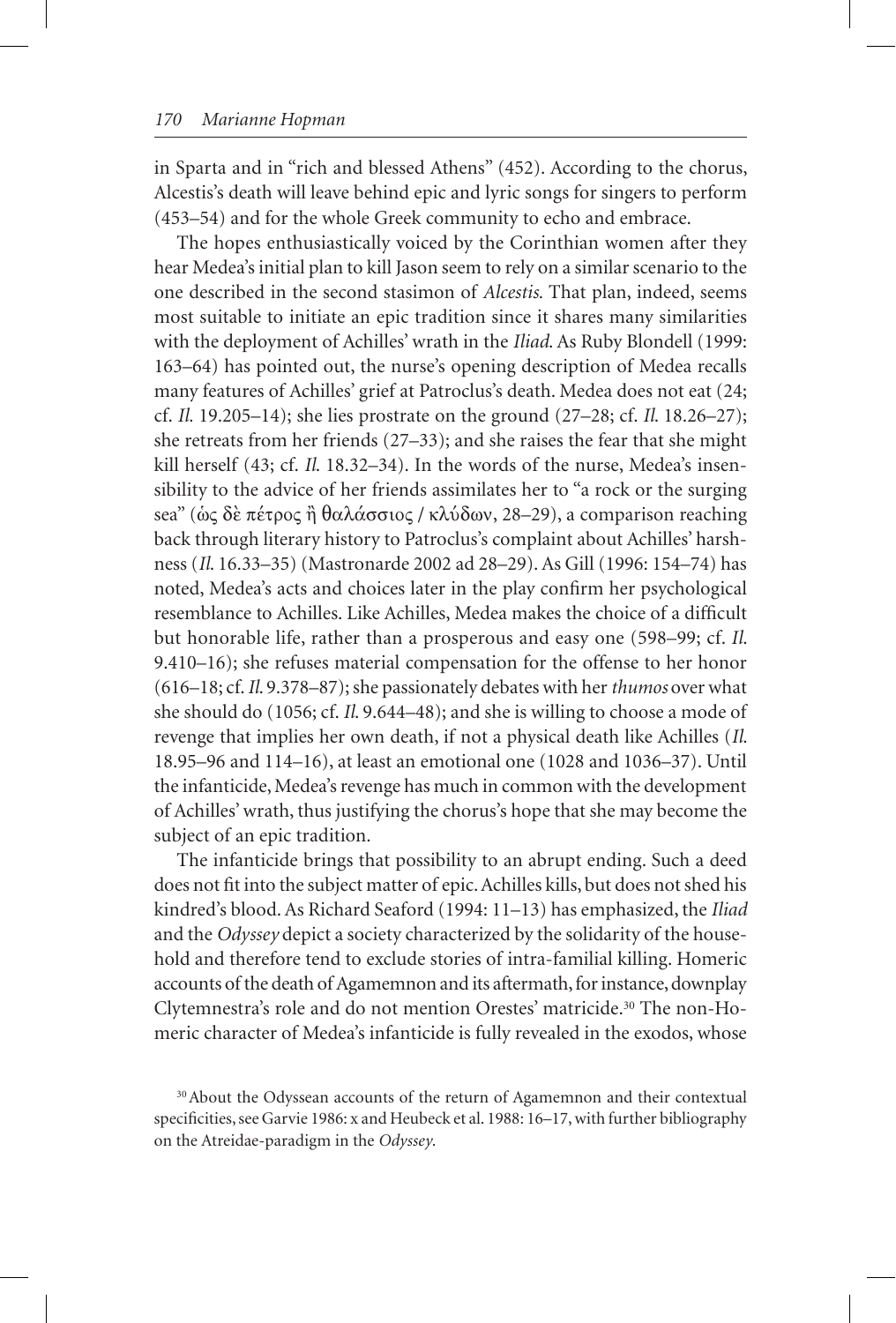in Sparta and in "rich and blessed Athens" (452). According to the chorus, Alcestis's death will leave behind epic and lyric songs for singers to perform (453–54) and for the whole Greek community to echo and embrace.

The hopes enthusiastically voiced by the Corinthian women after they hear Medea's initial plan to kill Jason seem to rely on a similar scenario to the one described in the second stasimon of *Alcestis.* That plan, indeed, seems most suitable to initiate an epic tradition since it shares many similarities with the deployment of Achilles' wrath in the *Iliad.* As Ruby Blondell (1999: 163–64) has pointed out, the nurse's opening description of Medea recalls many features of Achilles' grief at Patroclus's death. Medea does not eat (24; cf. *Il.* 19.205–14); she lies prostrate on the ground (27–28; cf. *Il.* 18.26–27); she retreats from her friends (27–33); and she raises the fear that she might kill herself (43; cf. *Il.* 18.32–34). In the words of the nurse, Medea's insensibility to the advice of her friends assimilates her to "a rock or the surging sea" (ὡς δὲ πέτρος ἢ θαλάσσιος / κλύδων, 28–29), a comparison reaching back through literary history to Patroclus's complaint about Achilles' harshness (*Il.* 16.33–35) (Mastronarde 2002 ad 28–29). As Gill (1996: 154–74) has noted, Medea's acts and choices later in the play confirm her psychological resemblance to Achilles. Like Achilles, Medea makes the choice of a difficult but honorable life, rather than a prosperous and easy one (598–99; cf. *Il.* 9.410–16); she refuses material compensation for the offense to her honor (616–18; cf. *Il.* 9.378–87); she passionately debates with her *thumos* over what she should do (1056; cf. *Il.* 9.644–48); and she is willing to choose a mode of revenge that implies her own death, if not a physical death like Achilles (*Il.* 18.95–96 and 114–16), at least an emotional one (1028 and 1036–37). Until the infanticide, Medea's revenge has much in common with the development of Achilles' wrath, thus justifying the chorus's hope that she may become the subject of an epic tradition.

The infanticide brings that possibility to an abrupt ending. Such a deed does not fit into the subject matter of epic. Achilles kills, but does not shed his kindred's blood. As Richard Seaford (1994: 11–13) has emphasized, the *Iliad* and the *Odyssey* depict a society characterized by the solidarity of the household and therefore tend to exclude stories of intra-familial killing. Homeric accounts of the death of Agamemnon and its aftermath, for instance, downplay Clytemnestra's role and do not mention Orestes' matricide.[30] The non-Homeric character of Medea's infanticide is fully revealed in the exodos, whose

[30] About the Odyssean accounts of the return of Agamemnon and their contextual specificities, see Garvie 1986: x and Heubeck et al. 1988: 16–17, with further bibliography on the Atreidae-paradigm in the *Odyssey*.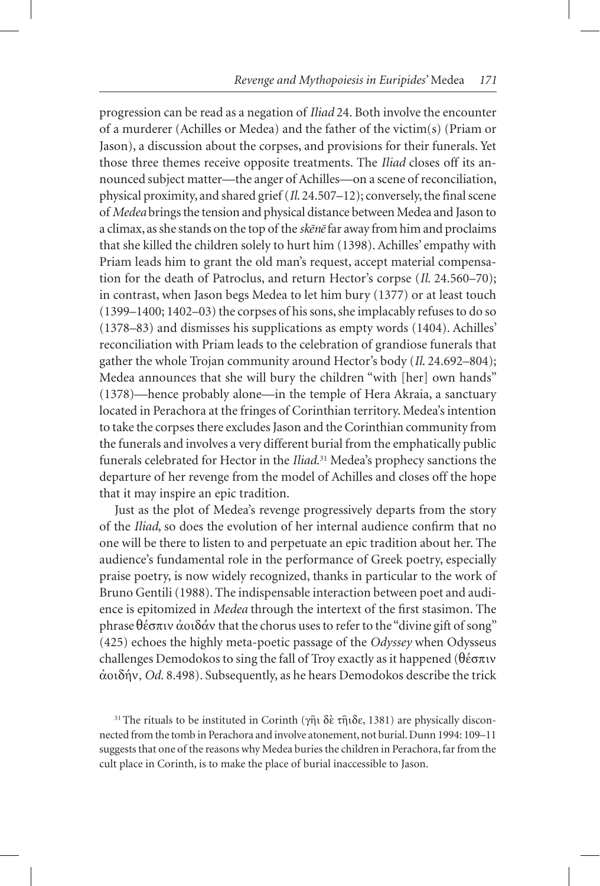progression can be read as a negation of *Iliad* 24. Both involve the encounter of a murderer (Achilles or Medea) and the father of the victim(s) (Priam or Jason), a discussion about the corpses, and provisions for their funerals. Yet those three themes receive opposite treatments. The *Iliad* closes off its announced subject matter—the anger of Achilles—on a scene of reconciliation, physical proximity, and shared grief (*Il.* 24.507–12); conversely, the final scene of *Medea* brings the tension and physical distance between Medea and Jason to a climax, as she stands on the top of the *skēnē* far away from him and proclaims that she killed the children solely to hurt him (1398). Achilles' empathy with Priam leads him to grant the old man's request, accept material compensation for the death of Patroclus, and return Hector's corpse (*Il.* 24.560–70); in contrast, when Jason begs Medea to let him bury (1377) or at least touch (1399–1400; 1402–03) the corpses of his sons, she implacably refuses to do so (1378–83) and dismisses his supplications as empty words (1404). Achilles' reconciliation with Priam leads to the celebration of grandiose funerals that gather the whole Trojan community around Hector's body (*Il.* 24.692–804); Medea announces that she will bury the children "with [her] own hands" (1378)—hence probably alone—in the temple of Hera Akraia, a sanctuary located in Perachora at the fringes of Corinthian territory. Medea's intention to take the corpses there excludes Jason and the Corinthian community from the funerals and involves a very different burial from the emphatically public funerals celebrated for Hector in the *Iliad*.[31] Medea's prophecy sanctions the departure of her revenge from the model of Achilles and closes off the hope that it may inspire an epic tradition.

Just as the plot of Medea's revenge progressively departs from the story of the *Iliad*, so does the evolution of her internal audience confirm that no one will be there to listen to and perpetuate an epic tradition about her. The audience's fundamental role in the performance of Greek poetry, especially praise poetry, is now widely recognized, thanks in particular to the work of Bruno Gentili (1988). The indispensable interaction between poet and audience is epitomized in *Medea* through the intertext of the first stasimon. The phrase θέσπιν ἀοιδάν that the chorus uses to refer to the "divine gift of song" (425) echoes the highly meta-poetic passage of the *Odyssey* when Odysseus challenges Demodokos to sing the fall of Troy exactly as it happened (θέσπιν ἀοιδήν, *Od.* 8.498). Subsequently, as he hears Demodokos describe the trick

[31] The rituals to be instituted in Corinth (γῆι δὲ τῆιδε, 1381) are physically disconnected from the tomb in Perachora and involve atonement, not burial. Dunn 1994: 109–11 suggests that one of the reasons why Medea buries the children in Perachora, far from the cult place in Corinth, is to make the place of burial inaccessible to Jason.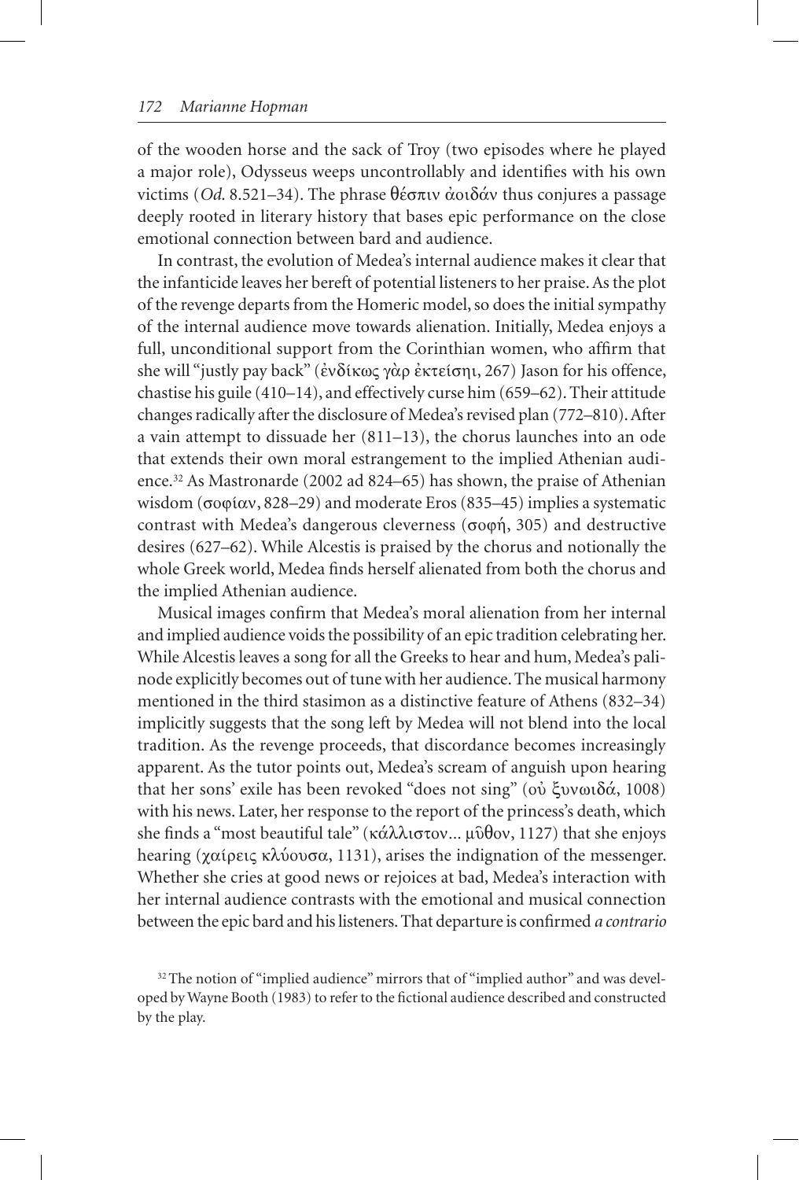of the wooden horse and the sack of Troy (two episodes where he played a major role), Odysseus weeps uncontrollably and identifies with his own victims (*Od.* 8.521–34). The phrase θέσπιν ἀοιδάν thus conjures a passage deeply rooted in literary history that bases epic performance on the close emotional connection between bard and audience.

In contrast, the evolution of Medea's internal audience makes it clear that the infanticide leaves her bereft of potential listeners to her praise. As the plot of the revenge departs from the Homeric model, so does the initial sympathy of the internal audience move towards alienation. Initially, Medea enjoys a full, unconditional support from the Corinthian women, who affirm that she will "justly pay back" (ἐνδίκως γὰρ ἐκτείσῃ, 267) Jason for his offence, chastise his guile (410–14), and effectively curse him (659–62). Their attitude changes radically after the disclosure of Medea's revised plan (772–810). After a vain attempt to dissuade her (811–13), the chorus launches into an ode that extends their own moral estrangement to the implied Athenian audience.[32] As Mastronarde (2002 ad 824–65) has shown, the praise of Athenian wisdom (σοφίαν, 828–29) and moderate Eros (835–45) implies a systematic contrast with Medea's dangerous cleverness (σοφή, 305) and destructive desires (627–62). While Alcestis is praised by the chorus and notionally the whole Greek world, Medea finds herself alienated from both the chorus and the implied Athenian audience.

Musical images confirm that Medea's moral alienation from her internal and implied audience voids the possibility of an epic tradition celebrating her. While Alcestis leaves a song for all the Greeks to hear and hum, Medea's palinode explicitly becomes out of tune with her audience. The musical harmony mentioned in the third stasimon as a distinctive feature of Athens (832–34) implicitly suggests that the song left by Medea will not blend into the local tradition. As the revenge proceeds, that discordance becomes increasingly apparent. As the tutor points out, Medea's scream of anguish upon hearing that her sons' exile has been revoked "does not sing" (οὐ ξυνῳδά, 1008) with his news. Later, her response to the report of the princess's death, which she finds a "most beautiful tale" (κάλλιστον... μῦθον, 1127) that she enjoys hearing (χαίρεις κλύουσα, 1131), arises the indignation of the messenger. Whether she cries at good news or rejoices at bad, Medea's interaction with her internal audience contrasts with the emotional and musical connection between the epic bard and his listeners. That departure is confirmed *a contrario*

[32] The notion of "implied audience" mirrors that of "implied author" and was developed by Wayne Booth (1983) to refer to the fictional audience described and constructed by the play.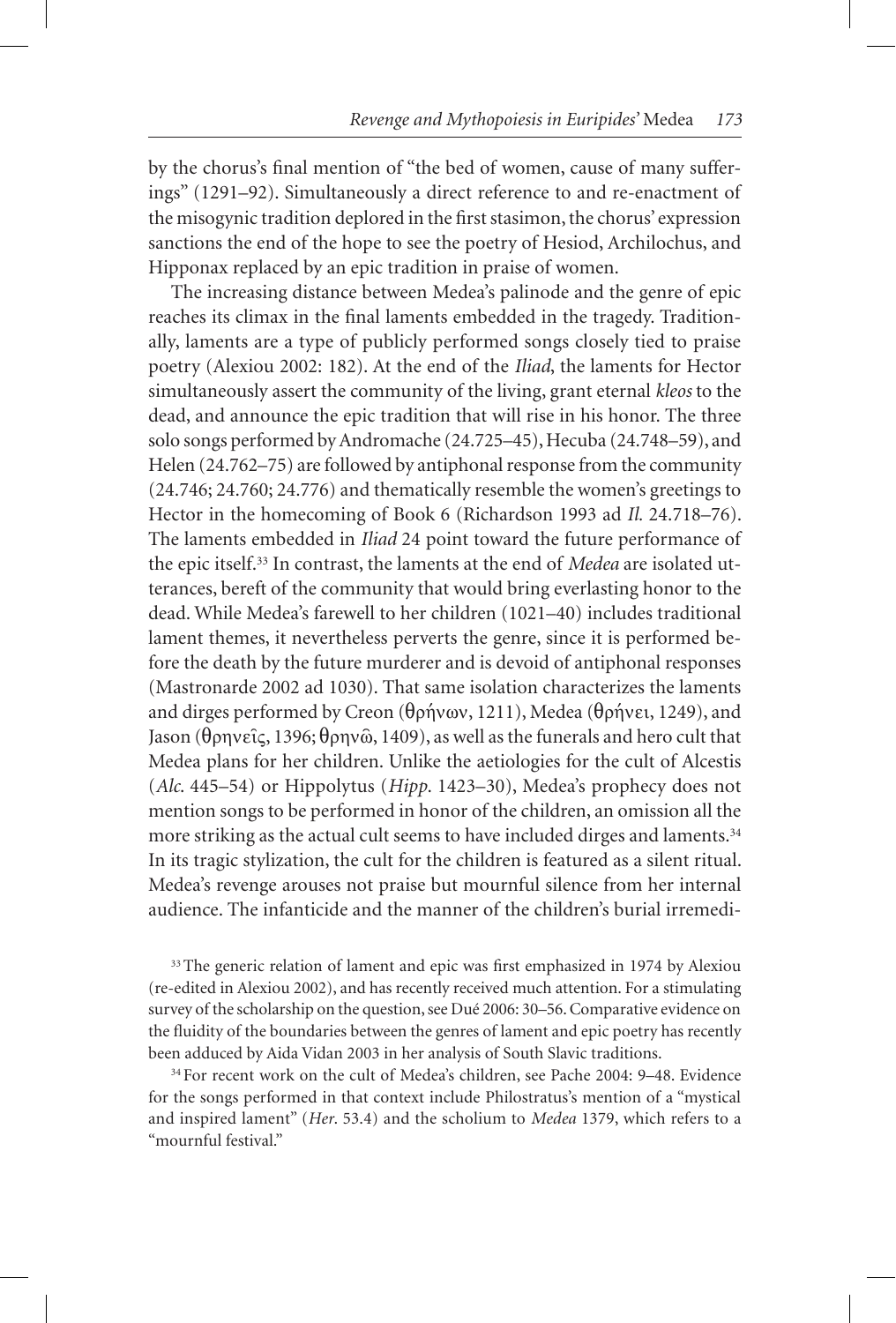by the chorus's final mention of "the bed of women, cause of many sufferings" (1291–92). Simultaneously a direct reference to and re-enactment of the misogynic tradition deplored in the first stasimon, the chorus' expression sanctions the end of the hope to see the poetry of Hesiod, Archilochus, and Hipponax replaced by an epic tradition in praise of women.

The increasing distance between Medea's palinode and the genre of epic reaches its climax in the final laments embedded in the tragedy. Traditionally, laments are a type of publicly performed songs closely tied to praise poetry (Alexiou 2002: 182). At the end of the *Iliad*, the laments for Hector simultaneously assert the community of the living, grant eternal *kleos* to the dead, and announce the epic tradition that will rise in his honor. The three solo songs performed by Andromache (24.725–45), Hecuba (24.748–59), and Helen (24.762–75) are followed by antiphonal response from the community (24.746; 24.760; 24.776) and thematically resemble the women's greetings to Hector in the homecoming of Book 6 (Richardson 1993 ad *Il.* 24.718–76). The laments embedded in *Iliad* 24 point toward the future performance of the epic itself.[33] In contrast, the laments at the end of *Medea* are isolated utterances, bereft of the community that would bring everlasting honor to the dead. While Medea's farewell to her children (1021–40) includes traditional lament themes, it nevertheless perverts the genre, since it is performed before the death by the future murderer and is devoid of antiphonal responses (Mastronarde 2002 ad 1030). That same isolation characterizes the laments and dirges performed by Creon (θρήνων, 1211), Medea (θρήνει, 1249), and Jason (θρηνεῖς, 1396; θρηνῶ, 1409), as well as the funerals and hero cult that Medea plans for her children. Unlike the aetiologies for the cult of Alcestis (*Alc.* 445–54) or Hippolytus (*Hipp.* 1423–30), Medea's prophecy does not mention songs to be performed in honor of the children, an omission all the more striking as the actual cult seems to have included dirges and laments.[34] In its tragic stylization, the cult for the children is featured as a silent ritual. Medea's revenge arouses not praise but mournful silence from her internal audience. The infanticide and the manner of the children's burial irremedi-

[33] The generic relation of lament and epic was first emphasized in 1974 by Alexiou (re-edited in Alexiou 2002), and has recently received much attention. For a stimulating survey of the scholarship on the question, see Dué 2006: 30–56. Comparative evidence on the fluidity of the boundaries between the genres of lament and epic poetry has recently been adduced by Aida Vidan 2003 in her analysis of South Slavic traditions.

[34] For recent work on the cult of Medea's children, see Pache 2004: 9–48. Evidence for the songs performed in that context include Philostratus's mention of a "mystical and inspired lament" (*Her.* 53.4) and the scholium to *Medea* 1379, which refers to a "mournful festival."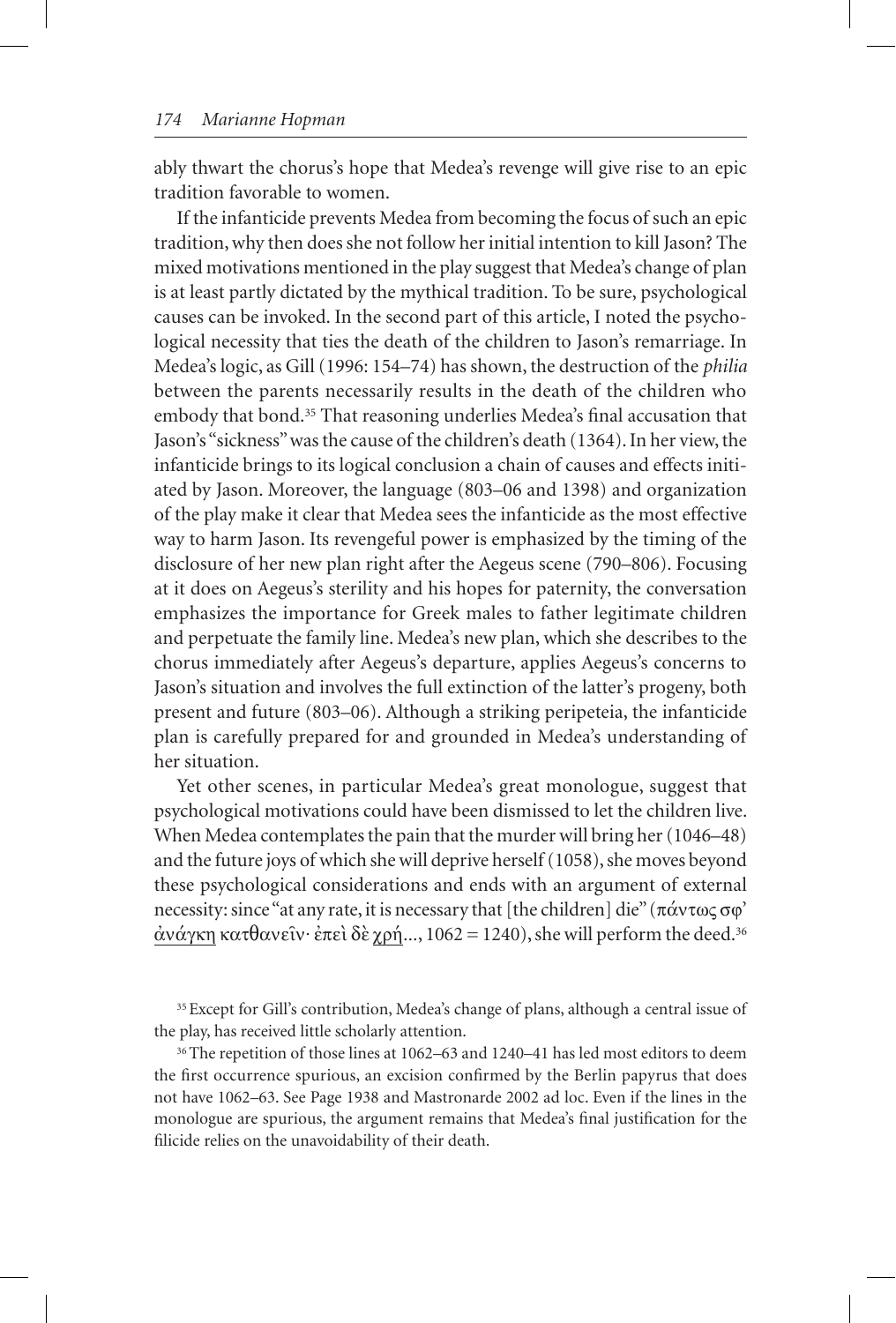ably thwart the chorus's hope that Medea's revenge will give rise to an epic tradition favorable to women.

If the infanticide prevents Medea from becoming the focus of such an epic tradition, why then does she not follow her initial intention to kill Jason? The mixed motivations mentioned in the play suggest that Medea's change of plan is at least partly dictated by the mythical tradition. To be sure, psychological causes can be invoked. In the second part of this article, I noted the psychological necessity that ties the death of the children to Jason's remarriage. In Medea's logic, as Gill (1996: 154–74) has shown, the destruction of the *philia* between the parents necessarily results in the death of the children who embody that bond.[35] That reasoning underlies Medea's final accusation that Jason's "sickness" was the cause of the children's death (1364). In her view, the infanticide brings to its logical conclusion a chain of causes and effects initiated by Jason. Moreover, the language (803–06 and 1398) and organization of the play make it clear that Medea sees the infanticide as the most effective way to harm Jason. Its revengeful power is emphasized by the timing of the disclosure of her new plan right after the Aegeus scene (790–806). Focusing at it does on Aegeus's sterility and his hopes for paternity, the conversation emphasizes the importance for Greek males to father legitimate children and perpetuate the family line. Medea's new plan, which she describes to the chorus immediately after Aegeus's departure, applies Aegeus's concerns to Jason's situation and involves the full extinction of the latter's progeny, both present and future (803–06). Although a striking peripeteia, the infanticide plan is carefully prepared for and grounded in Medea's understanding of her situation.

Yet other scenes, in particular Medea's great monologue, suggest that psychological motivations could have been dismissed to let the children live. When Medea contemplates the pain that the murder will bring her (1046–48) and the future joys of which she will deprive herself (1058), she moves beyond these psychological considerations and ends with an argument of external necessity: since "at any rate, it is necessary that [the children] die" (πάντως σφ' <u>ἀνάγκη</u> κατθανεῖν· ἐπεὶ δὲ <u>χρή</u>..., 1062 = 1240), she will perform the deed.[36]

---

[35] Except for Gill's contribution, Medea's change of plans, although a central issue of the play, has received little scholarly attention.

[36] The repetition of those lines at 1062–63 and 1240–41 has led most editors to deem the first occurrence spurious, an excision confirmed by the Berlin papyrus that does not have 1062–63. See Page 1938 and Mastronarde 2002 ad loc. Even if the lines in the monologue are spurious, the argument remains that Medea's final justification for the filicide relies on the unavoidability of their death.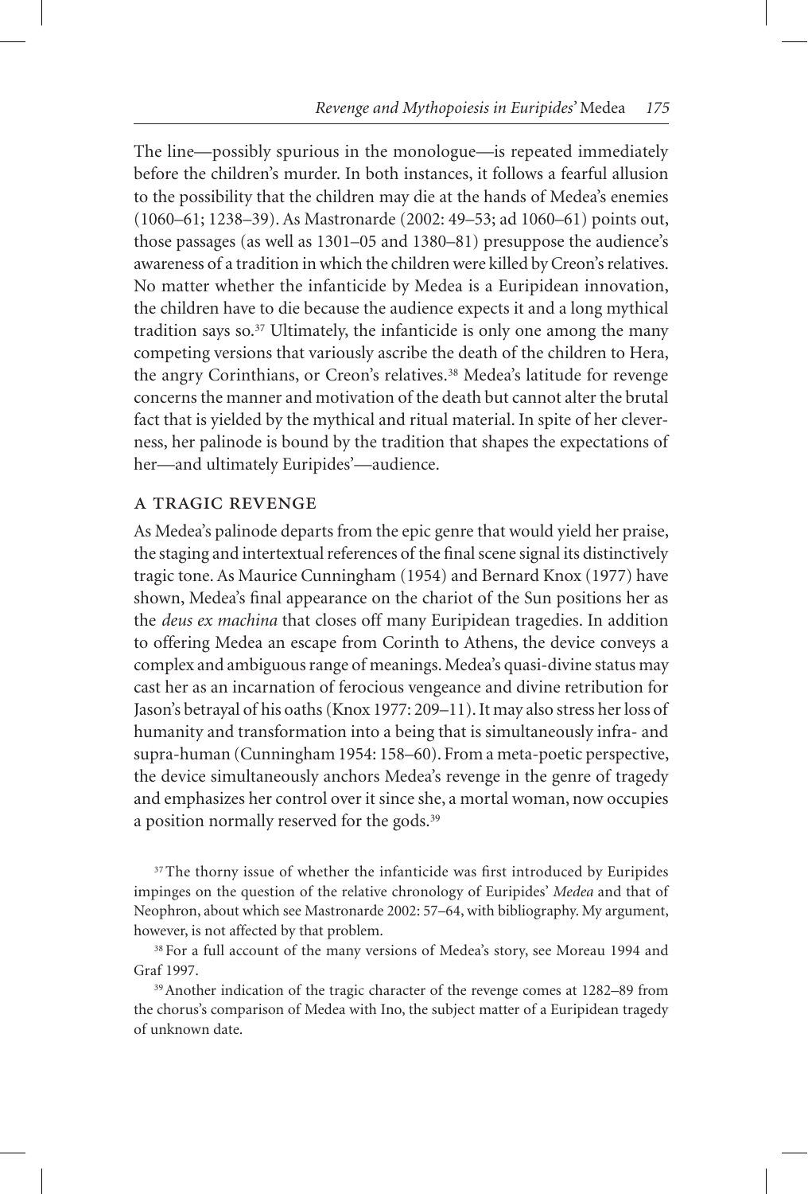The line—possibly spurious in the monologue—is repeated immediately before the children's murder. In both instances, it follows a fearful allusion to the possibility that the children may die at the hands of Medea's enemies (1060–61; 1238–39). As Mastronarde (2002: 49–53; ad 1060–61) points out, those passages (as well as 1301–05 and 1380–81) presuppose the audience's awareness of a tradition in which the children were killed by Creon's relatives. No matter whether the infanticide by Medea is a Euripidean innovation, the children have to die because the audience expects it and a long mythical tradition says so.[37] Ultimately, the infanticide is only one among the many competing versions that variously ascribe the death of the children to Hera, the angry Corinthians, or Creon's relatives.[38] Medea's latitude for revenge concerns the manner and motivation of the death but cannot alter the brutal fact that is yielded by the mythical and ritual material. In spite of her cleverness, her palinode is bound by the tradition that shapes the expectations of her—and ultimately Euripides'—audience.

## A TRAGIC REVENGE

As Medea's palinode departs from the epic genre that would yield her praise, the staging and intertextual references of the final scene signal its distinctively tragic tone. As Maurice Cunningham (1954) and Bernard Knox (1977) have shown, Medea's final appearance on the chariot of the Sun positions her as the *deus ex machina* that closes off many Euripidean tragedies. In addition to offering Medea an escape from Corinth to Athens, the device conveys a complex and ambiguous range of meanings. Medea's quasi-divine status may cast her as an incarnation of ferocious vengeance and divine retribution for Jason's betrayal of his oaths (Knox 1977: 209–11). It may also stress her loss of humanity and transformation into a being that is simultaneously infra- and supra-human (Cunningham 1954: 158–60). From a meta-poetic perspective, the device simultaneously anchors Medea's revenge in the genre of tragedy and emphasizes her control over it since she, a mortal woman, now occupies a position normally reserved for the gods.[39]

[37] The thorny issue of whether the infanticide was first introduced by Euripides impinges on the question of the relative chronology of Euripides' *Medea* and that of Neophron, about which see Mastronarde 2002: 57–64, with bibliography. My argument, however, is not affected by that problem.

[38] For a full account of the many versions of Medea's story, see Moreau 1994 and Graf 1997.

[39] Another indication of the tragic character of the revenge comes at 1282–89 from the chorus's comparison of Medea with Ino, the subject matter of a Euripidean tragedy of unknown date.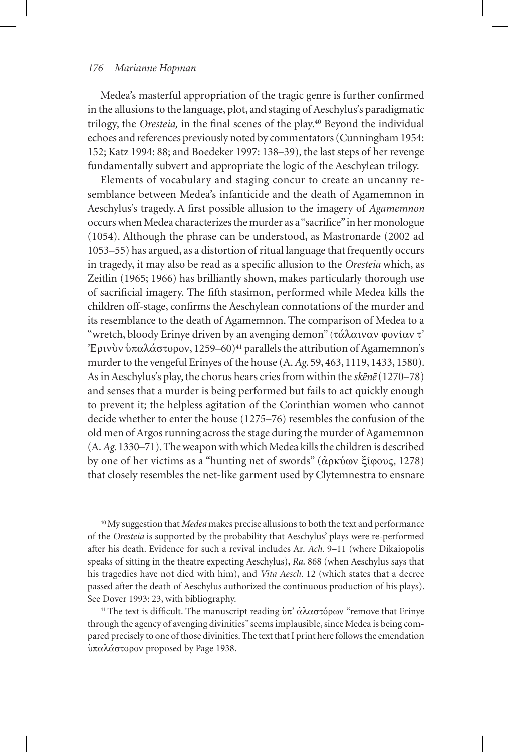Medea's masterful appropriation of the tragic genre is further confirmed in the allusions to the language, plot, and staging of Aeschylus's paradigmatic trilogy, the *Oresteia,* in the final scenes of the play.[40] Beyond the individual echoes and references previously noted by commentators (Cunningham 1954: 152; Katz 1994: 88; and Boedeker 1997: 138–39), the last steps of her revenge fundamentally subvert and appropriate the logic of the Aeschylean trilogy.

Elements of vocabulary and staging concur to create an uncanny resemblance between Medea's infanticide and the death of Agamemnon in Aeschylus's tragedy. A first possible allusion to the imagery of *Agamemnon* occurs when Medea characterizes the murder as a "sacrifice" in her monologue (1054). Although the phrase can be understood, as Mastronarde (2002 ad 1053–55) has argued, as a distortion of ritual language that frequently occurs in tragedy, it may also be read as a specific allusion to the *Oresteia* which, as Zeitlin (1965; 1966) has brilliantly shown, makes particularly thorough use of sacrificial imagery. The fifth stasimon, performed while Medea kills the children off-stage, confirms the Aeschylean connotations of the murder and its resemblance to the death of Agamemnon. The comparison of Medea to a "wretch, bloody Erinye driven by an avenging demon" (τάλαιναν φονίαν τ' Ἐρινὺν ὑπαλάστορον, 1259–60)[41] parallels the attribution of Agamemnon's murder to the vengeful Erinyes of the house (A. *Ag.* 59, 463, 1119, 1433, 1580). As in Aeschylus's play, the chorus hears cries from within the *skēnē* (1270–78) and senses that a murder is being performed but fails to act quickly enough to prevent it; the helpless agitation of the Corinthian women who cannot decide whether to enter the house (1275–76) resembles the confusion of the old men of Argos running across the stage during the murder of Agamemnon (A. *Ag.* 1330–71). The weapon with which Medea kills the children is described by one of her victims as a "hunting net of swords" (ἀρκύων ξίφους, 1278) that closely resembles the net-like garment used by Clytemnestra to ensnare

[40] My suggestion that *Medea* makes precise allusions to both the text and performance of the *Oresteia* is supported by the probability that Aeschylus' plays were re-performed after his death. Evidence for such a revival includes Ar. *Ach.* 9–11 (where Dikaiopolis speaks of sitting in the theatre expecting Aeschylus), *Ra.* 868 (when Aeschylus says that his tragedies have not died with him), and *Vita Aesch.* 12 (which states that a decree passed after the death of Aeschylus authorized the continuous production of his plays). See Dover 1993: 23, with bibliography.

[41] The text is difficult. The manuscript reading ὑπ' ἀλαστόρων "remove that Erinye through the agency of avenging divinities" seems implausible, since Medea is being compared precisely to one of those divinities. The text that I print here follows the emendation ὑπαλάστορον proposed by Page 1938.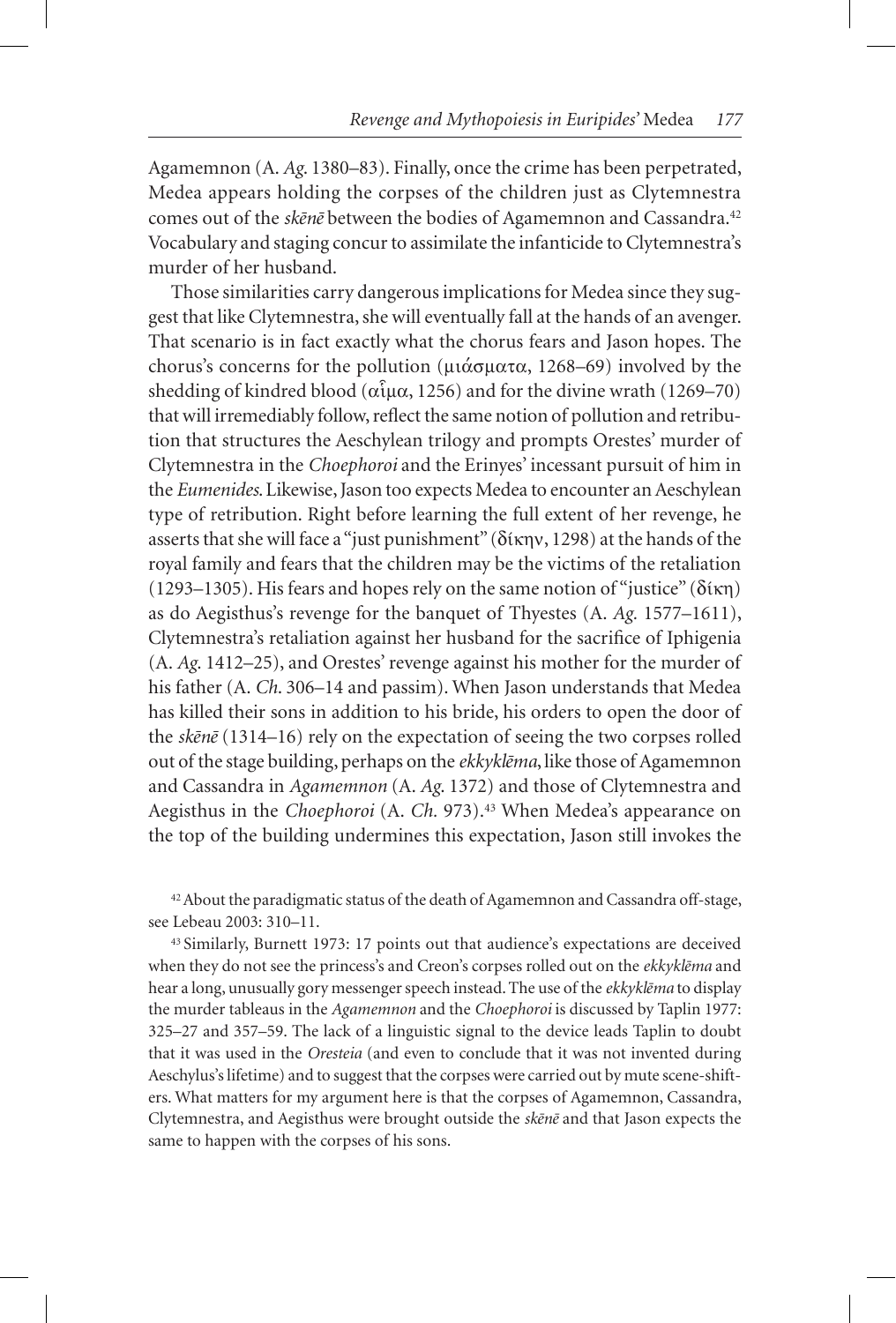Agamemnon (A. *Ag*. 1380–83). Finally, once the crime has been perpetrated, Medea appears holding the corpses of the children just as Clytemnestra comes out of the *skēnē* between the bodies of Agamemnon and Cassandra.[42] Vocabulary and staging concur to assimilate the infanticide to Clytemnestra's murder of her husband.

Those similarities carry dangerous implications for Medea since they suggest that like Clytemnestra, she will eventually fall at the hands of an avenger. That scenario is in fact exactly what the chorus fears and Jason hopes. The chorus's concerns for the pollution (μιάσματα, 1268–69) involved by the shedding of kindred blood (αἷμα, 1256) and for the divine wrath (1269–70) that will irremediably follow, reflect the same notion of pollution and retribution that structures the Aeschylean trilogy and prompts Orestes' murder of Clytemnestra in the *Choephoroi* and the Erinyes' incessant pursuit of him in the *Eumenides*. Likewise, Jason too expects Medea to encounter an Aeschylean type of retribution. Right before learning the full extent of her revenge, he asserts that she will face a "just punishment" (δίκην, 1298) at the hands of the royal family and fears that the children may be the victims of the retaliation (1293–1305). His fears and hopes rely on the same notion of "justice" (δίκη) as do Aegisthus's revenge for the banquet of Thyestes (A. *Ag*. 1577–1611), Clytemnestra's retaliation against her husband for the sacrifice of Iphigenia (A. *Ag*. 1412–25), and Orestes' revenge against his mother for the murder of his father (A. *Ch*. 306–14 and passim). When Jason understands that Medea has killed their sons in addition to his bride, his orders to open the door of the *skēnē* (1314–16) rely on the expectation of seeing the two corpses rolled out of the stage building, perhaps on the *ekkyklēma*, like those of Agamemnon and Cassandra in *Agamemnon* (A. *Ag*. 1372) and those of Clytemnestra and Aegisthus in the *Choephoroi* (A. *Ch*. 973).[43] When Medea's appearance on the top of the building undermines this expectation, Jason still invokes the

[42] About the paradigmatic status of the death of Agamemnon and Cassandra off-stage, see Lebeau 2003: 310–11.

[43] Similarly, Burnett 1973: 17 points out that audience's expectations are deceived when they do not see the princess's and Creon's corpses rolled out on the *ekkyklēma* and hear a long, unusually gory messenger speech instead. The use of the *ekkyklēma* to display the murder tableaus in the *Agamemnon* and the *Choephoroi* is discussed by Taplin 1977: 325–27 and 357–59. The lack of a linguistic signal to the device leads Taplin to doubt that it was used in the *Oresteia* (and even to conclude that it was not invented during Aeschylus's lifetime) and to suggest that the corpses were carried out by mute scene-shifters. What matters for my argument here is that the corpses of Agamemnon, Cassandra, Clytemnestra, and Aegisthus were brought outside the *skēnē* and that Jason expects the same to happen with the corpses of his sons.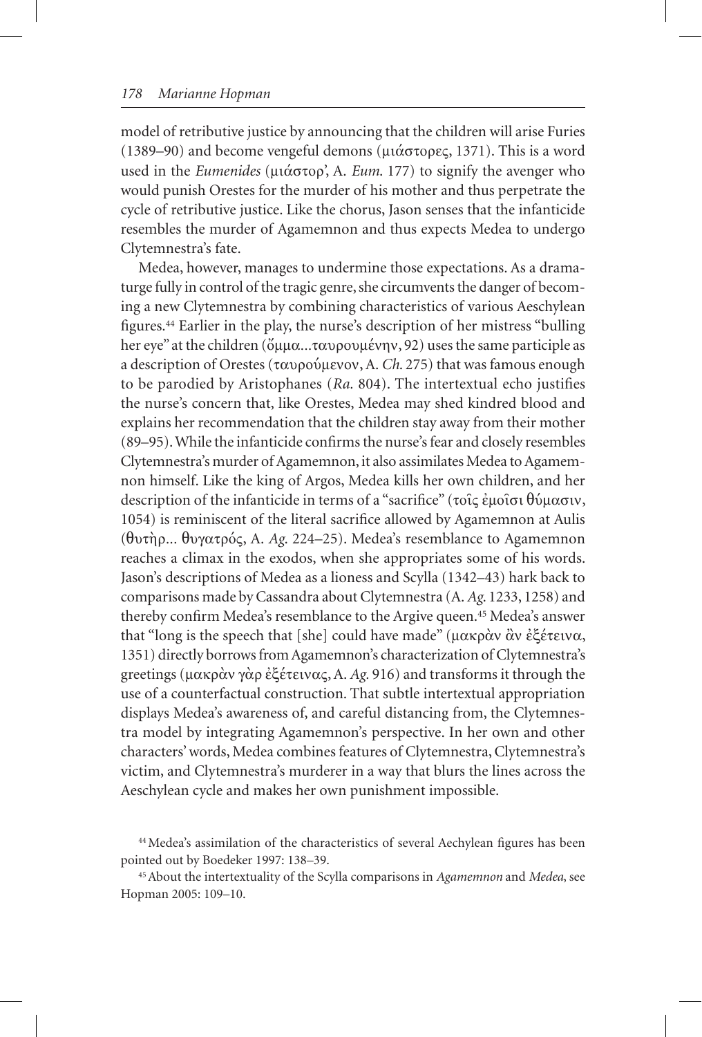model of retributive justice by announcing that the children will arise Furies (1389–90) and become vengeful demons (μιάστορες, 1371). This is a word used in the *Eumenides* (μιάστορ', A. *Eum.* 177) to signify the avenger who would punish Orestes for the murder of his mother and thus perpetrate the cycle of retributive justice. Like the chorus, Jason senses that the infanticide resembles the murder of Agamemnon and thus expects Medea to undergo Clytemnestra's fate.

Medea, however, manages to undermine those expectations. As a dramaturge fully in control of the tragic genre, she circumvents the danger of becoming a new Clytemnestra by combining characteristics of various Aeschylean figures.[44] Earlier in the play, the nurse's description of her mistress "bulling her eye" at the children (ὄμμα...ταυρουμένην, 92) uses the same participle as a description of Orestes (ταυρούμενον, A. *Ch.* 275) that was famous enough to be parodied by Aristophanes (*Ra.* 804). The intertextual echo justifies the nurse's concern that, like Orestes, Medea may shed kindred blood and explains her recommendation that the children stay away from their mother (89–95). While the infanticide confirms the nurse's fear and closely resembles Clytemnestra's murder of Agamemnon, it also assimilates Medea to Agamemnon himself. Like the king of Argos, Medea kills her own children, and her description of the infanticide in terms of a "sacrifice" (τοῖς ἐμοῖσι θύμασιν, 1054) is reminiscent of the literal sacrifice allowed by Agamemnon at Aulis (θυτὴρ... θυγατρός, A. *Ag.* 224–25). Medea's resemblance to Agamemnon reaches a climax in the exodos, when she appropriates some of his words. Jason's descriptions of Medea as a lioness and Scylla (1342–43) hark back to comparisons made by Cassandra about Clytemnestra (A. *Ag.* 1233, 1258) and thereby confirm Medea's resemblance to the Argive queen.[45] Medea's answer that "long is the speech that [she] could have made" (μακρὰν ἂν ἐξέτεινα, 1351) directly borrows from Agamemnon's characterization of Clytemnestra's greetings (μακρὰν γὰρ ἐξέτεινας, A. *Ag.* 916) and transforms it through the use of a counterfactual construction. That subtle intertextual appropriation displays Medea's awareness of, and careful distancing from, the Clytemnestra model by integrating Agamemnon's perspective. In her own and other characters' words, Medea combines features of Clytemnestra, Clytemnestra's victim, and Clytemnestra's murderer in a way that blurs the lines across the Aeschylean cycle and makes her own punishment impossible.

[44] Medea's assimilation of the characteristics of several Aechylean figures has been pointed out by Boedeker 1997: 138–39.

[45] About the intertextuality of the Scylla comparisons in *Agamemnon* and *Medea*, see Hopman 2005: 109–10.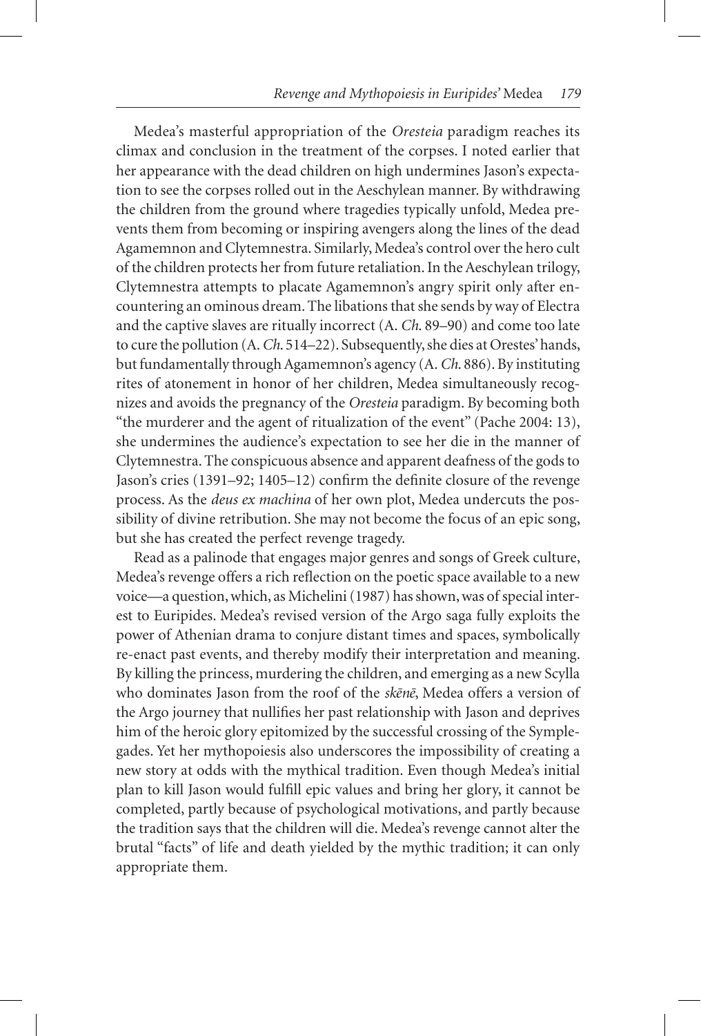Medea's masterful appropriation of the *Oresteia* paradigm reaches its climax and conclusion in the treatment of the corpses. I noted earlier that her appearance with the dead children on high undermines Jason's expectation to see the corpses rolled out in the Aeschylean manner. By withdrawing the children from the ground where tragedies typically unfold, Medea prevents them from becoming or inspiring avengers along the lines of the dead Agamemnon and Clytemnestra. Similarly, Medea's control over the hero cult of the children protects her from future retaliation. In the Aeschylean trilogy, Clytemnestra attempts to placate Agamemnon's angry spirit only after encountering an ominous dream. The libations that she sends by way of Electra and the captive slaves are ritually incorrect (A. *Ch.* 89–90) and come too late to cure the pollution (A. *Ch.* 514–22). Subsequently, she dies at Orestes' hands, but fundamentally through Agamemnon's agency (A. *Ch.* 886). By instituting rites of atonement in honor of her children, Medea simultaneously recognizes and avoids the pregnancy of the *Oresteia* paradigm. By becoming both "the murderer and the agent of ritualization of the event" (Pache 2004: 13), she undermines the audience's expectation to see her die in the manner of Clytemnestra. The conspicuous absence and apparent deafness of the gods to Jason's cries (1391–92; 1405–12) confirm the definite closure of the revenge process. As the *deus ex machina* of her own plot, Medea undercuts the possibility of divine retribution. She may not become the focus of an epic song, but she has created the perfect revenge tragedy.

Read as a palinode that engages major genres and songs of Greek culture, Medea's revenge offers a rich reflection on the poetic space available to a new voice—a question, which, as Michelini (1987) has shown, was of special interest to Euripides. Medea's revised version of the Argo saga fully exploits the power of Athenian drama to conjure distant times and spaces, symbolically re-enact past events, and thereby modify their interpretation and meaning. By killing the princess, murdering the children, and emerging as a new Scylla who dominates Jason from the roof of the *skēnē*, Medea offers a version of the Argo journey that nullifies her past relationship with Jason and deprives him of the heroic glory epitomized by the successful crossing of the Symplegades. Yet her mythopoiesis also underscores the impossibility of creating a new story at odds with the mythical tradition. Even though Medea's initial plan to kill Jason would fulfill epic values and bring her glory, it cannot be completed, partly because of psychological motivations, and partly because the tradition says that the children will die. Medea's revenge cannot alter the brutal "facts" of life and death yielded by the mythic tradition; it can only appropriate them.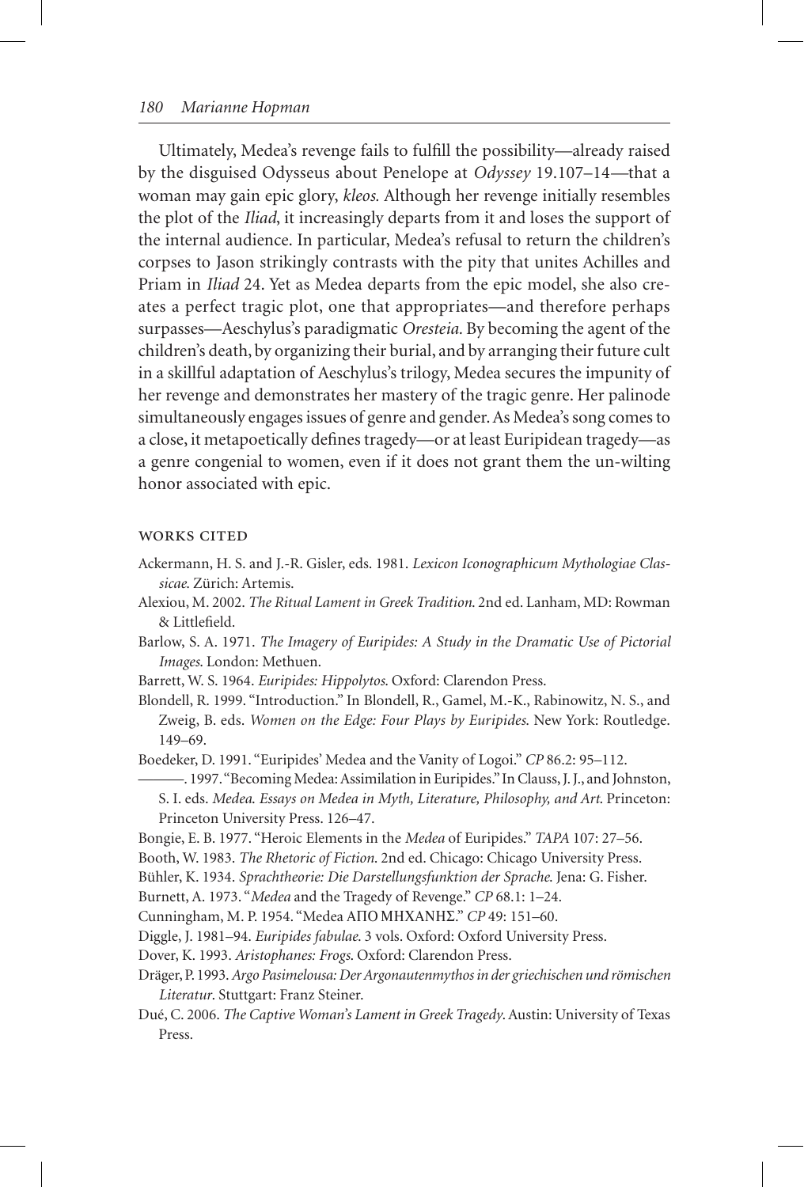Ultimately, Medea's revenge fails to fulfill the possibility—already raised by the disguised Odysseus about Penelope at *Odyssey* 19.107–14—that a woman may gain epic glory, *kleos.* Although her revenge initially resembles the plot of the *Iliad*, it increasingly departs from it and loses the support of the internal audience. In particular, Medea's refusal to return the children's corpses to Jason strikingly contrasts with the pity that unites Achilles and Priam in *Iliad* 24. Yet as Medea departs from the epic model, she also creates a perfect tragic plot, one that appropriates—and therefore perhaps surpasses—Aeschylus's paradigmatic *Oresteia.* By becoming the agent of the children's death, by organizing their burial, and by arranging their future cult in a skillful adaptation of Aeschylus's trilogy, Medea secures the impunity of her revenge and demonstrates her mastery of the tragic genre. Her palinode simultaneously engages issues of genre and gender. As Medea's song comes to a close, it metapoetically defines tragedy—or at least Euripidean tragedy—as a genre congenial to women, even if it does not grant them the un-wilting honor associated with epic.

## WORKS CITED

Ackermann, H. S. and J.-R. Gisler, eds. 1981. *Lexicon Iconographicum Mythologiae Classicae.* Zürich: Artemis.

Alexiou, M. 2002. *The Ritual Lament in Greek Tradition.* 2nd ed. Lanham, MD: Rowman & Littlefield.

Barlow, S. A. 1971. *The Imagery of Euripides: A Study in the Dramatic Use of Pictorial Images.* London: Methuen.

Barrett, W. S. 1964. *Euripides: Hippolytos.* Oxford: Clarendon Press.

Blondell, R. 1999. "Introduction." In Blondell, R., Gamel, M.-K., Rabinowitz, N. S., and Zweig, B. eds. *Women on the Edge: Four Plays by Euripides.* New York: Routledge. 149–69.

Boedeker, D. 1991. "Euripides' Medea and the Vanity of Logoi." *CP* 86.2: 95–112.

———. 1997. "Becoming Medea: Assimilation in Euripides." In Clauss, J. J., and Johnston, S. I. eds. *Medea. Essays on Medea in Myth, Literature, Philosophy, and Art.* Princeton: Princeton University Press. 126–47.

Bongie, E. B. 1977. "Heroic Elements in the *Medea* of Euripides." *TAPA* 107: 27–56.

Booth, W. 1983. *The Rhetoric of Fiction.* 2nd ed. Chicago: Chicago University Press.

Bühler, K. 1934. *Sprachtheorie: Die Darstellungsfunktion der Sprache.* Jena: G. Fisher.

Burnett, A. 1973. "*Medea* and the Tragedy of Revenge." *CP* 68.1: 1–24.

Cunningham, M. P. 1954. "Medea ΑΠΟ ΜΗΧΑΝΗΣ." *CP* 49: 151–60.

Diggle, J. 1981–94. *Euripides fabulae.* 3 vols. Oxford: Oxford University Press.

Dover, K. 1993. *Aristophanes: Frogs.* Oxford: Clarendon Press.

Dräger, P. 1993. *Argo Pasimelousa: Der Argonautenmythos in der griechischen und römischen Literatur.* Stuttgart: Franz Steiner.

Dué, C. 2006. *The Captive Woman's Lament in Greek Tragedy.* Austin: University of Texas Press.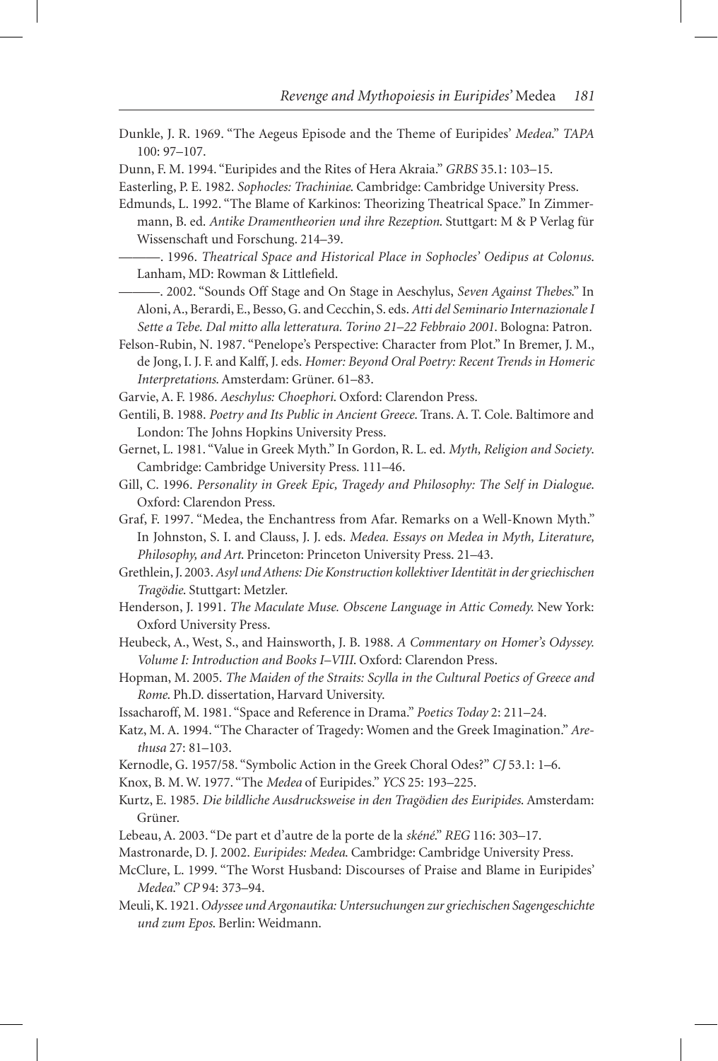Dunkle, J. R. 1969. "The Aegeus Episode and the Theme of Euripides' *Medea*." *TAPA* 100: 97–107.

Dunn, F. M. 1994. "Euripides and the Rites of Hera Akraia." *GRBS* 35.1: 103–15.

Easterling, P. E. 1982. *Sophocles: Trachiniae*. Cambridge: Cambridge University Press.

Edmunds, L. 1992. "The Blame of Karkinos: Theorizing Theatrical Space." In Zimmermann, B. ed. *Antike Dramentheorien und ihre Rezeption*. Stuttgart: M & P Verlag für Wissenschaft und Forschung. 214–39.

———. 1996. *Theatrical Space and Historical Place in Sophocles' Oedipus at Colonus*. Lanham, MD: Rowman & Littlefield.

———. 2002. "Sounds Off Stage and On Stage in Aeschylus, *Seven Against Thebes*." In Aloni, A., Berardi, E., Besso, G. and Cecchin, S. eds. *Atti del Seminario Internazionale I Sette a Tebe. Dal mitto alla letteratura. Torino 21–22 Febbraio 2001*. Bologna: Patron.

Felson-Rubin, N. 1987. "Penelope's Perspective: Character from Plot." In Bremer, J. M., de Jong, I. J. F. and Kalff, J. eds. *Homer: Beyond Oral Poetry: Recent Trends in Homeric Interpretations*. Amsterdam: Grüner. 61–83.

Garvie, A. F. 1986. *Aeschylus: Choephori*. Oxford: Clarendon Press.

Gentili, B. 1988. *Poetry and Its Public in Ancient Greece*. Trans. A. T. Cole. Baltimore and London: The Johns Hopkins University Press.

Gernet, L. 1981. "Value in Greek Myth." In Gordon, R. L. ed. *Myth, Religion and Society*. Cambridge: Cambridge University Press. 111–46.

Gill, C. 1996. *Personality in Greek Epic, Tragedy and Philosophy: The Self in Dialogue*. Oxford: Clarendon Press.

Graf, F. 1997. "Medea, the Enchantress from Afar. Remarks on a Well-Known Myth." In Johnston, S. I. and Clauss, J. J. eds. *Medea. Essays on Medea in Myth, Literature, Philosophy, and Art*. Princeton: Princeton University Press. 21–43.

Grethlein, J. 2003. *Asyl und Athens: Die Konstruction kollektiver Identität in der griechischen Tragödie*. Stuttgart: Metzler.

Henderson, J. 1991. *The Maculate Muse. Obscene Language in Attic Comedy*. New York: Oxford University Press.

Heubeck, A., West, S., and Hainsworth, J. B. 1988. *A Commentary on Homer's Odyssey. Volume I: Introduction and Books I–VIII*. Oxford: Clarendon Press.

Hopman, M. 2005. *The Maiden of the Straits: Scylla in the Cultural Poetics of Greece and Rome*. Ph.D. dissertation, Harvard University.

Issacharoff, M. 1981. "Space and Reference in Drama." *Poetics Today* 2: 211–24.

Katz, M. A. 1994. "The Character of Tragedy: Women and the Greek Imagination." *Arethusa* 27: 81–103.

Kernodle, G. 1957/58. "Symbolic Action in the Greek Choral Odes?" *CJ* 53.1: 1–6.

Knox, B. M. W. 1977. "The *Medea* of Euripides." *YCS* 25: 193–225.

Kurtz, E. 1985. *Die bildliche Ausdrucksweise in den Tragödien des Euripides*. Amsterdam: Grüner.

Lebeau, A. 2003. "De part et d'autre de la porte de la *skéné*." *REG* 116: 303–17.

Mastronarde, D. J. 2002. *Euripides: Medea*. Cambridge: Cambridge University Press.

McClure, L. 1999. "The Worst Husband: Discourses of Praise and Blame in Euripides' *Medea*." *CP* 94: 373–94.

Meuli, K. 1921. *Odyssee und Argonautika: Untersuchungen zur griechischen Sagengeschichte und zum Epos*. Berlin: Weidmann.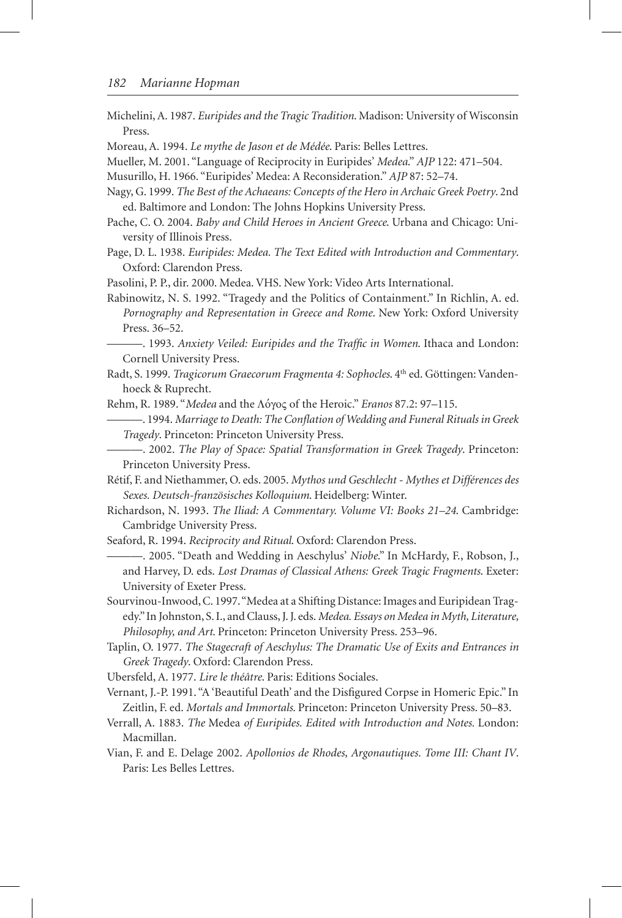Michelini, A. 1987. *Euripides and the Tragic Tradition*. Madison: University of Wisconsin Press.

Moreau, A. 1994. *Le mythe de Jason et de Médée*. Paris: Belles Lettres.

Mueller, M. 2001. "Language of Reciprocity in Euripides' *Medea*." *AJP* 122: 471–504.

Musurillo, H. 1966. "Euripides' Medea: A Reconsideration." *AJP* 87: 52–74.

Nagy, G. 1999. *The Best of the Achaeans: Concepts of the Hero in Archaic Greek Poetry*. 2nd ed. Baltimore and London: The Johns Hopkins University Press.

Pache, C. O. 2004. *Baby and Child Heroes in Ancient Greece*. Urbana and Chicago: University of Illinois Press.

Page, D. L. 1938. *Euripides: Medea. The Text Edited with Introduction and Commentary*. Oxford: Clarendon Press.

Pasolini, P. P., dir. 2000. Medea. VHS. New York: Video Arts International.

Rabinowitz, N. S. 1992. "Tragedy and the Politics of Containment." In Richlin, A. ed. *Pornography and Representation in Greece and Rome*. New York: Oxford University Press. 36–52.

———. 1993. *Anxiety Veiled: Euripides and the Traffic in Women*. Ithaca and London: Cornell University Press.

Radt, S. 1999. *Tragicorum Graecorum Fragmenta 4: Sophocles*. 4th ed. Göttingen: Vandenhoeck & Ruprecht.

Rehm, R. 1989. "*Medea* and the Λόγος of the Heroic." *Eranos* 87.2: 97–115.

———. 1994. *Marriage to Death: The Conflation of Wedding and Funeral Rituals in Greek Tragedy*. Princeton: Princeton University Press.

———. 2002. *The Play of Space: Spatial Transformation in Greek Tragedy*. Princeton: Princeton University Press.

Rétif, F. and Niethammer, O. eds. 2005. *Mythos und Geschlecht - Mythes et Différences des Sexes. Deutsch-französisches Kolloquium*. Heidelberg: Winter.

Richardson, N. 1993. *The Iliad: A Commentary. Volume VI: Books 21–24*. Cambridge: Cambridge University Press.

Seaford, R. 1994. *Reciprocity and Ritual*. Oxford: Clarendon Press.

———. 2005. "Death and Wedding in Aeschylus' *Niobe*." In McHardy, F., Robson, J., and Harvey, D. eds. *Lost Dramas of Classical Athens: Greek Tragic Fragments*. Exeter: University of Exeter Press.

Sourvinou-Inwood, C. 1997. "Medea at a Shifting Distance: Images and Euripidean Tragedy." In Johnston, S. I., and Clauss, J. J. eds. *Medea. Essays on Medea in Myth, Literature, Philosophy, and Art*. Princeton: Princeton University Press. 253–96.

Taplin, O. 1977. *The Stagecraft of Aeschylus: The Dramatic Use of Exits and Entrances in Greek Tragedy*. Oxford: Clarendon Press.

Ubersfeld, A. 1977. *Lire le théâtre*. Paris: Editions Sociales.

Vernant, J.-P. 1991. "A 'Beautiful Death' and the Disfigured Corpse in Homeric Epic." In Zeitlin, F. ed. *Mortals and Immortals*. Princeton: Princeton University Press. 50–83.

Verrall, A. 1883. *The* Medea *of Euripides. Edited with Introduction and Notes*. London: Macmillan.

Vian, F. and E. Delage 2002. *Apollonios de Rhodes, Argonautiques. Tome III: Chant IV*. Paris: Les Belles Lettres.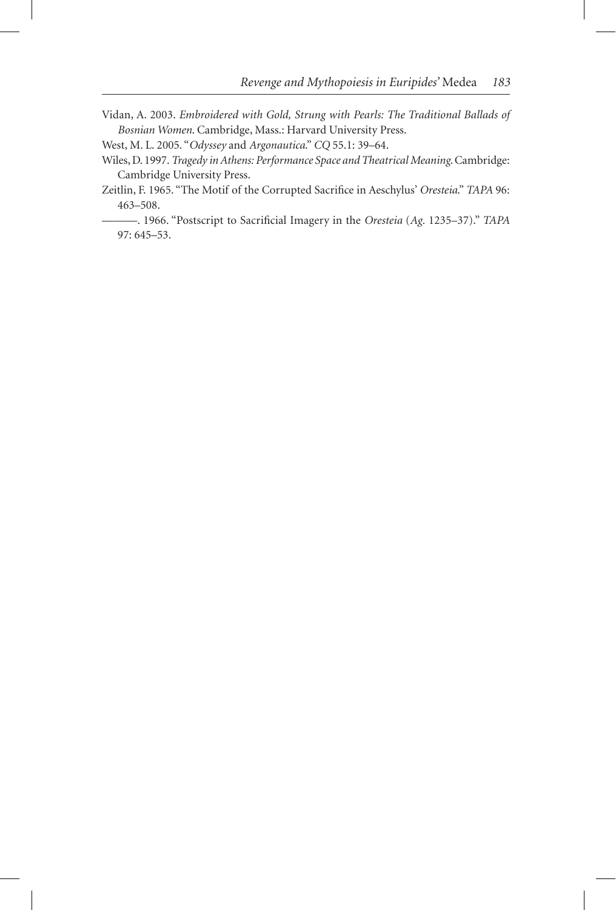Vidan, A. 2003. *Embroidered with Gold, Strung with Pearls: The Traditional Ballads of Bosnian Women*. Cambridge, Mass.: Harvard University Press.

West, M. L. 2005. "*Odyssey* and *Argonautica*." *CQ* 55.1: 39–64.

Wiles, D. 1997. *Tragedy in Athens: Performance Space and Theatrical Meaning*. Cambridge: Cambridge University Press.

Zeitlin, F. 1965. "The Motif of the Corrupted Sacrifice in Aeschylus' *Oresteia*." *TAPA* 96: 463–508.

———. 1966. "Postscript to Sacrificial Imagery in the *Oresteia* (*Ag*. 1235–37)." *TAPA* 97: 645–53.